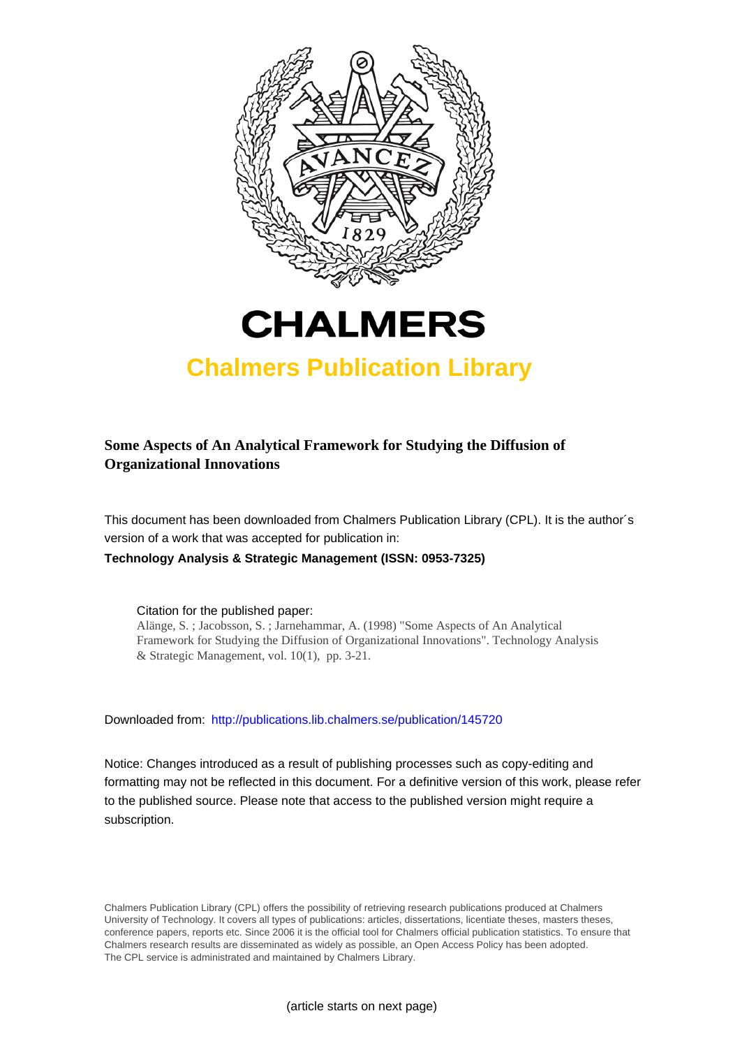# CHALMERS

## Chalmers Publication Library

**Some Aspects of An Analytical Framework for Studying the Diffusion of Organizational Innovations**

This document has been downloaded from Chalmers Publication Library (CPL). It is the author´s version of a work that was accepted for publication in:

**Technology Analysis & Strategic Management (ISSN: 0953-7325)**

Citation for the published paper:
Alänge, S. ; Jacobsson, S. ; Jarnehammar, A. (1998) "Some Aspects of An Analytical Framework for Studying the Diffusion of Organizational Innovations". Technology Analysis & Strategic Management, vol. 10(1), pp. 3-21.

Downloaded from: http://publications.lib.chalmers.se/publication/145720

Notice: Changes introduced as a result of publishing processes such as copy-editing and formatting may not be reflected in this document. For a definitive version of this work, please refer to the published source. Please note that access to the published version might require a subscription.

Chalmers Publication Library (CPL) offers the possibility of retrieving research publications produced at Chalmers University of Technology. It covers all types of publications: articles, dissertations, licentiate theses, masters theses, conference papers, reports etc. Since 2006 it is the official tool for Chalmers official publication statistics. To ensure that Chalmers research results are disseminated as widely as possible, an Open Access Policy has been adopted. The CPL service is administrated and maintained by Chalmers Library.

(article starts on next page)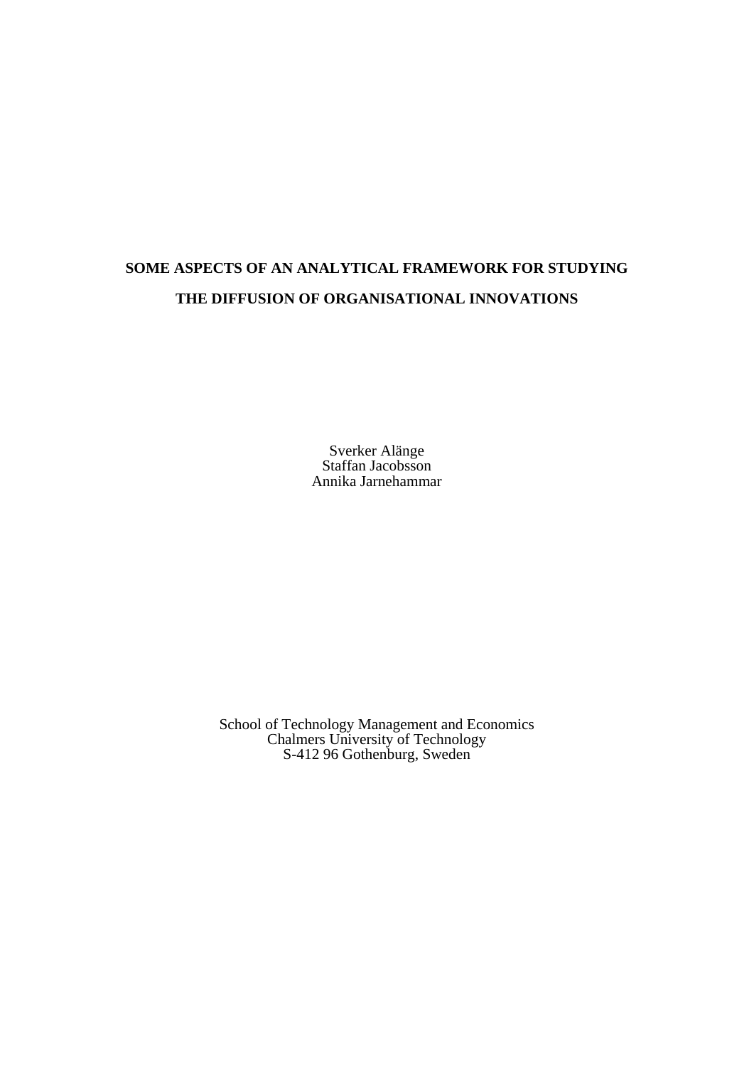# SOME ASPECTS OF AN ANALYTICAL FRAMEWORK FOR STUDYING THE DIFFUSION OF ORGANISATIONAL INNOVATIONS

Sverker Alänge
Staffan Jacobsson
Annika Jarnehammar

School of Technology Management and Economics
Chalmers University of Technology
S-412 96 Gothenburg, Sweden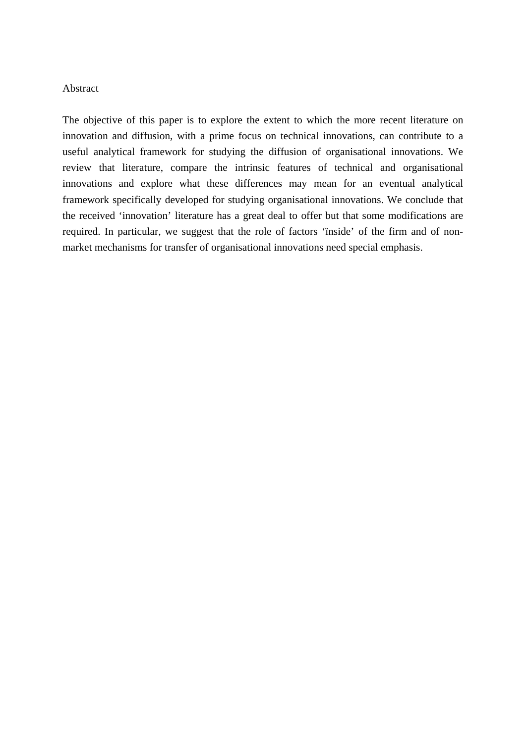Abstract

The objective of this paper is to explore the extent to which the more recent literature on innovation and diffusion, with a prime focus on technical innovations, can contribute to a useful analytical framework for studying the diffusion of organisational innovations. We review that literature, compare the intrinsic features of technical and organisational innovations and explore what these differences may mean for an eventual analytical framework specifically developed for studying organisational innovations. We conclude that the received 'innovation' literature has a great deal to offer but that some modifications are required. In particular, we suggest that the role of factors 'ïnside' of the firm and of non-market mechanisms for transfer of organisational innovations need special emphasis.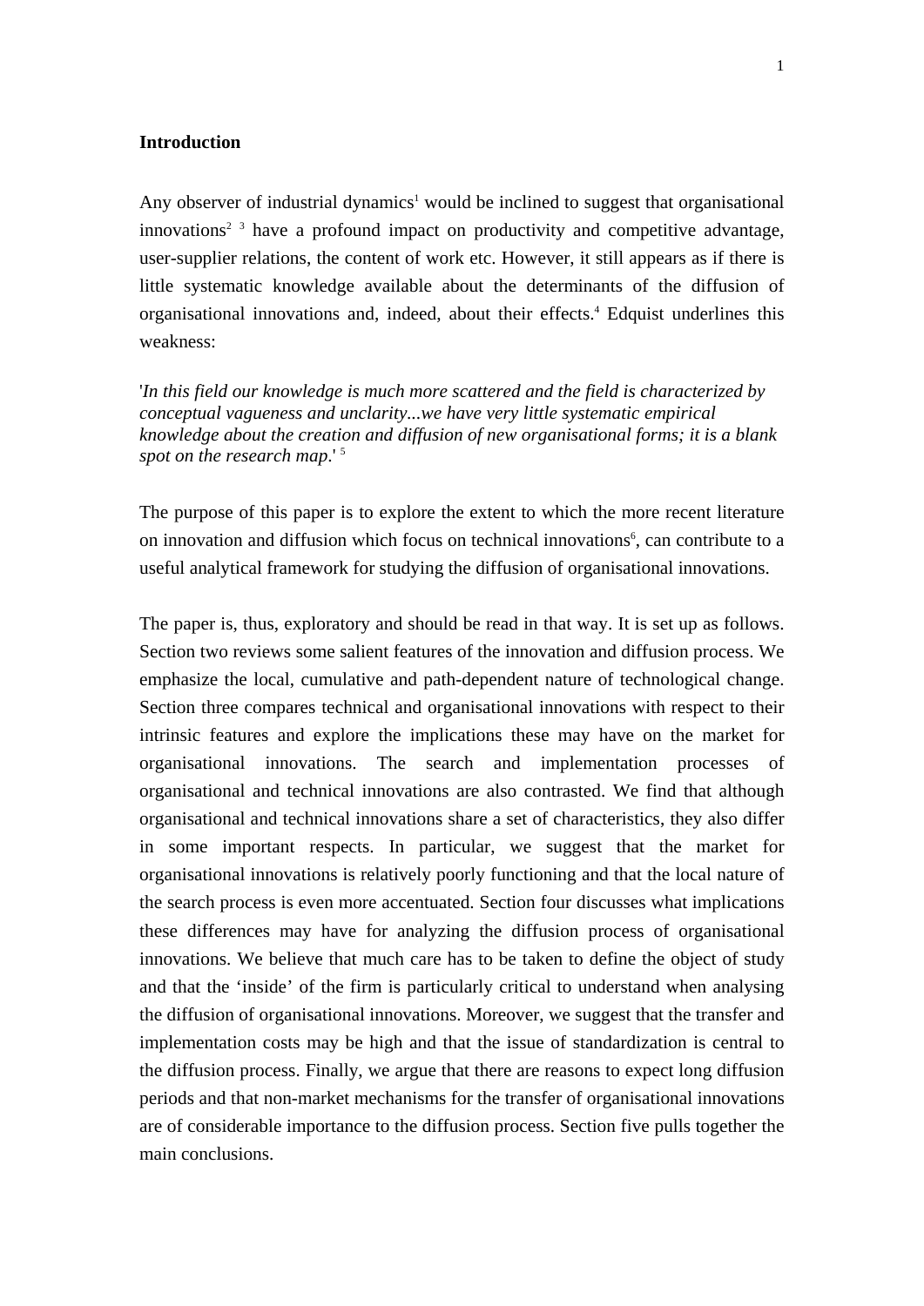## Introduction

Any observer of industrial dynamics[1] would be inclined to suggest that organisational innovations[2] [3] have a profound impact on productivity and competitive advantage, user-supplier relations, the content of work etc. However, it still appears as if there is little systematic knowledge available about the determinants of the diffusion of organisational innovations and, indeed, about their effects.[4] Edquist underlines this weakness:

'*In this field our knowledge is much more scattered and the field is characterized by conceptual vagueness and unclarity...we have very little systematic empirical knowledge about the creation and diffusion of new organisational forms; it is a blank spot on the research map*.' [5]

The purpose of this paper is to explore the extent to which the more recent literature on innovation and diffusion which focus on technical innovations[6], can contribute to a useful analytical framework for studying the diffusion of organisational innovations.

The paper is, thus, exploratory and should be read in that way. It is set up as follows. Section two reviews some salient features of the innovation and diffusion process. We emphasize the local, cumulative and path-dependent nature of technological change. Section three compares technical and organisational innovations with respect to their intrinsic features and explore the implications these may have on the market for organisational innovations. The search and implementation processes of organisational and technical innovations are also contrasted. We find that although organisational and technical innovations share a set of characteristics, they also differ in some important respects. In particular, we suggest that the market for organisational innovations is relatively poorly functioning and that the local nature of the search process is even more accentuated. Section four discusses what implications these differences may have for analyzing the diffusion process of organisational innovations. We believe that much care has to be taken to define the object of study and that the 'inside' of the firm is particularly critical to understand when analysing the diffusion of organisational innovations. Moreover, we suggest that the transfer and implementation costs may be high and that the issue of standardization is central to the diffusion process. Finally, we argue that there are reasons to expect long diffusion periods and that non-market mechanisms for the transfer of organisational innovations are of considerable importance to the diffusion process. Section five pulls together the main conclusions.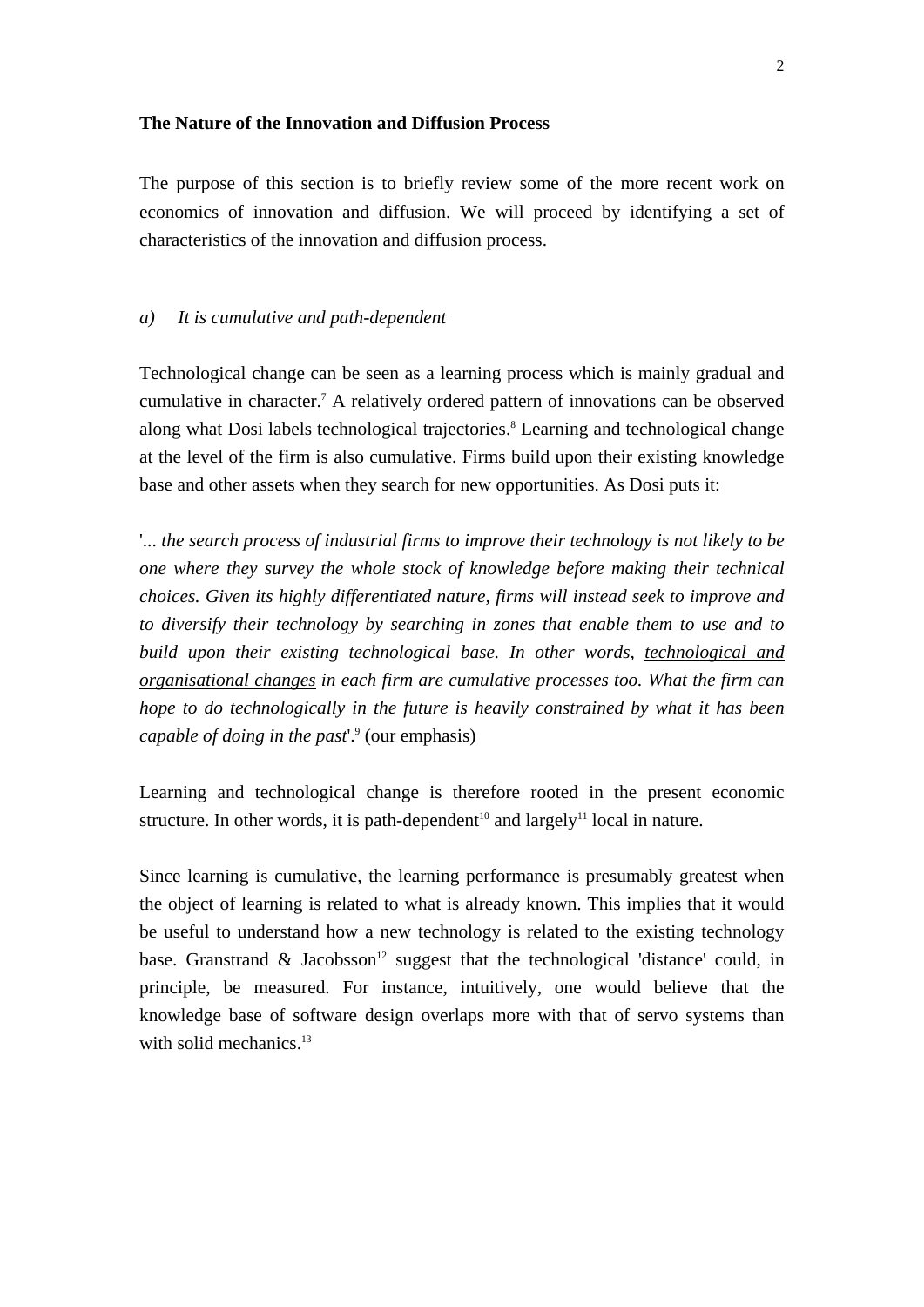## The Nature of the Innovation and Diffusion Process

The purpose of this section is to briefly review some of the more recent work on economics of innovation and diffusion. We will proceed by identifying a set of characteristics of the innovation and diffusion process.

*a) It is cumulative and path-dependent*

Technological change can be seen as a learning process which is mainly gradual and cumulative in character.[7] A relatively ordered pattern of innovations can be observed along what Dosi labels technological trajectories.[8] Learning and technological change at the level of the firm is also cumulative. Firms build upon their existing knowledge base and other assets when they search for new opportunities. As Dosi puts it:

'*... the search process of industrial firms to improve their technology is not likely to be one where they survey the whole stock of knowledge before making their technical choices. Given its highly differentiated nature, firms will instead seek to improve and to diversify their technology by searching in zones that enable them to use and to build upon their existing technological base. In other words, <u>technological and organisational changes</u> in each firm are cumulative processes too. What the firm can hope to do technologically in the future is heavily constrained by what it has been capable of doing in the past*'.[9] (our emphasis)

Learning and technological change is therefore rooted in the present economic structure. In other words, it is path-dependent[10] and largely[11] local in nature.

Since learning is cumulative, the learning performance is presumably greatest when the object of learning is related to what is already known. This implies that it would be useful to understand how a new technology is related to the existing technology base. Granstrand & Jacobsson[12] suggest that the technological 'distance' could, in principle, be measured. For instance, intuitively, one would believe that the knowledge base of software design overlaps more with that of servo systems than with solid mechanics.[13]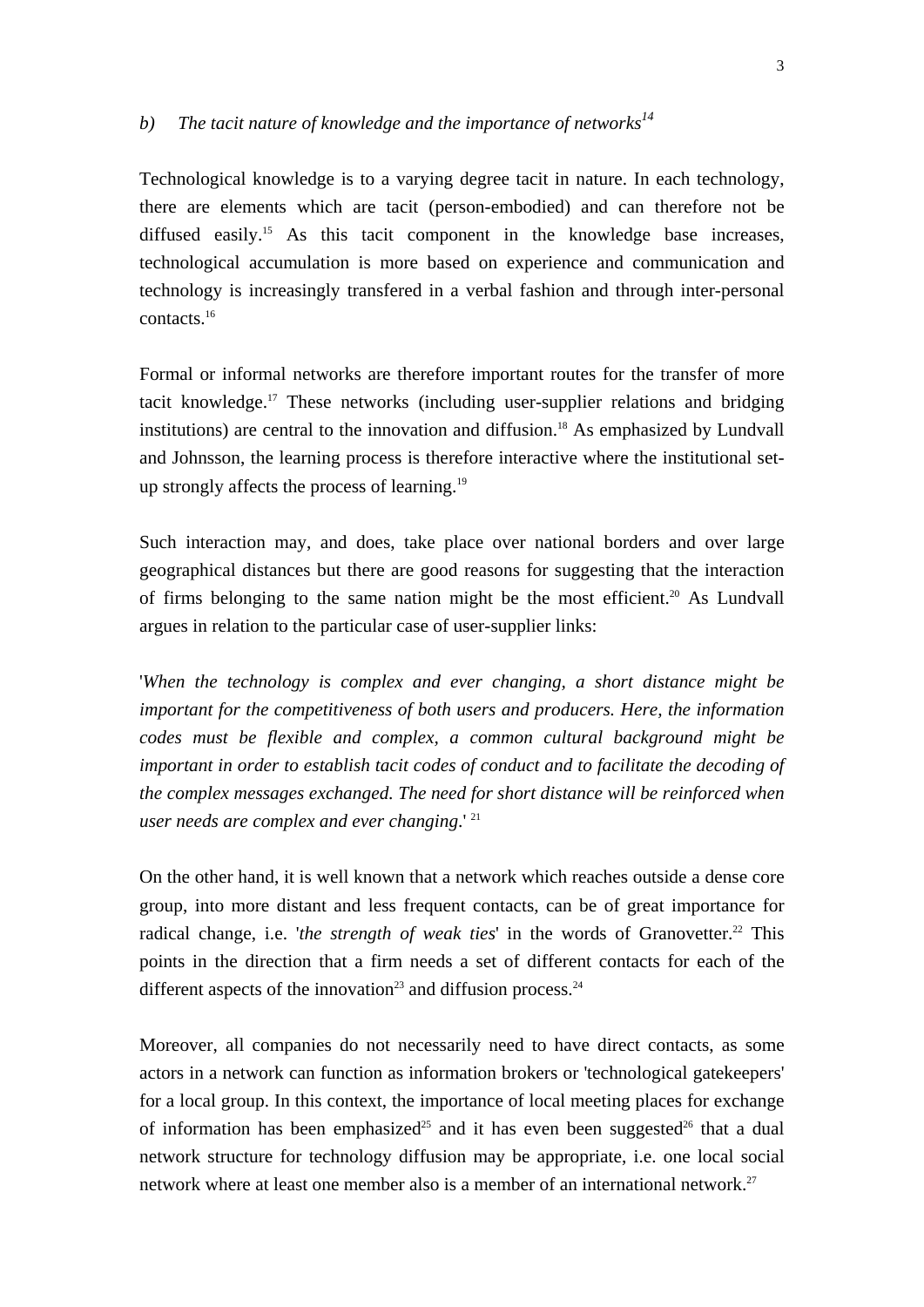*b) The tacit nature of knowledge and the importance of networks*[14]

Technological knowledge is to a varying degree tacit in nature. In each technology, there are elements which are tacit (person-embodied) and can therefore not be diffused easily.[15] As this tacit component in the knowledge base increases, technological accumulation is more based on experience and communication and technology is increasingly transfered in a verbal fashion and through inter-personal contacts.[16]

Formal or informal networks are therefore important routes for the transfer of more tacit knowledge.[17] These networks (including user-supplier relations and bridging institutions) are central to the innovation and diffusion.[18] As emphasized by Lundvall and Johnsson, the learning process is therefore interactive where the institutional set-up strongly affects the process of learning.[19]

Such interaction may, and does, take place over national borders and over large geographical distances but there are good reasons for suggesting that the interaction of firms belonging to the same nation might be the most efficient.[20] As Lundvall argues in relation to the particular case of user-supplier links:

'*When the technology is complex and ever changing, a short distance might be important for the competitiveness of both users and producers. Here, the information codes must be flexible and complex, a common cultural background might be important in order to establish tacit codes of conduct and to facilitate the decoding of the complex messages exchanged. The need for short distance will be reinforced when user needs are complex and ever changing*.' [21]

On the other hand, it is well known that a network which reaches outside a dense core group, into more distant and less frequent contacts, can be of great importance for radical change, i.e. '*the strength of weak ties*' in the words of Granovetter.[22] This points in the direction that a firm needs a set of different contacts for each of the different aspects of the innovation[23] and diffusion process.[24]

Moreover, all companies do not necessarily need to have direct contacts, as some actors in a network can function as information brokers or 'technological gatekeepers' for a local group. In this context, the importance of local meeting places for exchange of information has been emphasized[25] and it has even been suggested[26] that a dual network structure for technology diffusion may be appropriate, i.e. one local social network where at least one member also is a member of an international network.[27]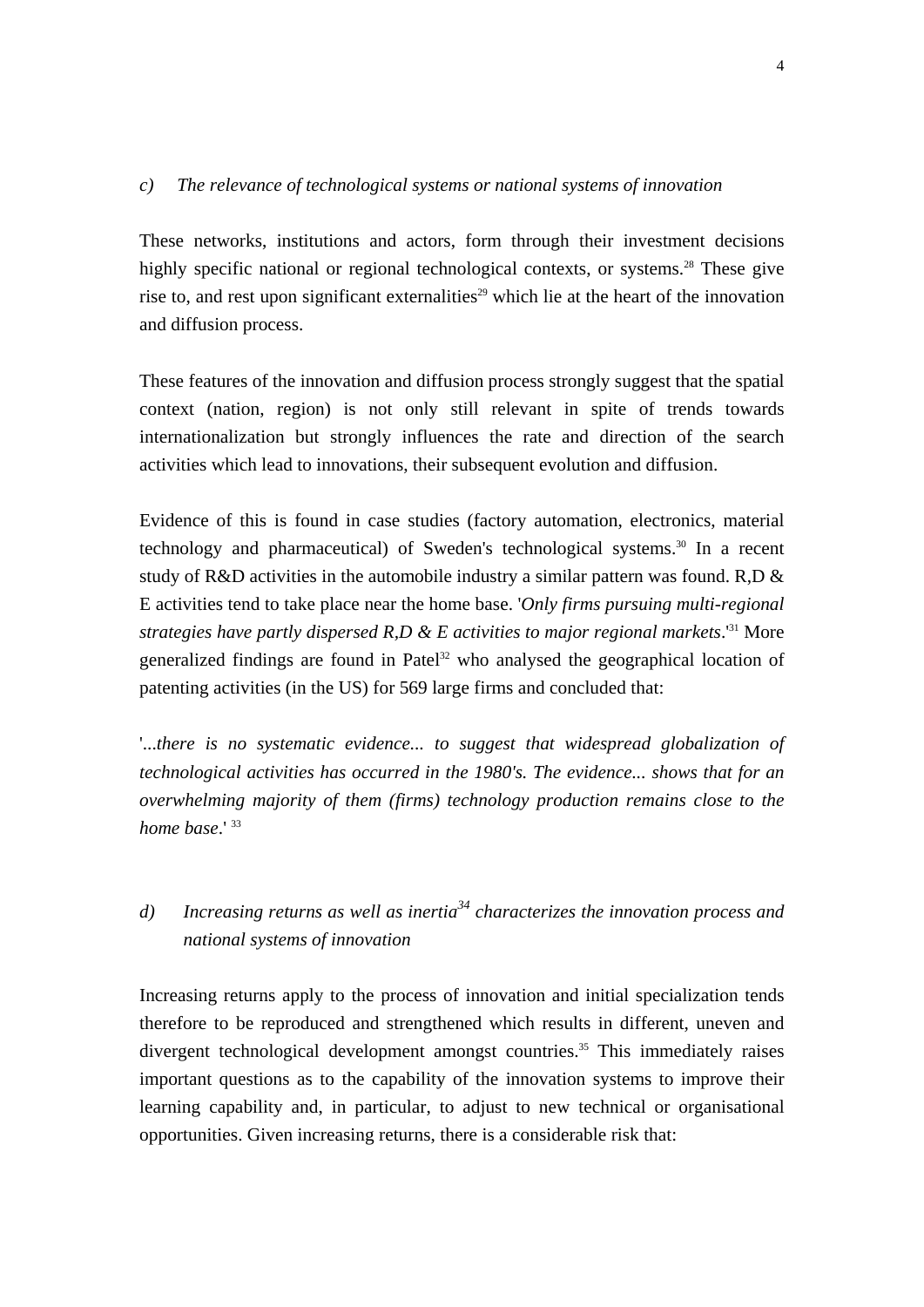*c) The relevance of technological systems or national systems of innovation*

These networks, institutions and actors, form through their investment decisions highly specific national or regional technological contexts, or systems.[28] These give rise to, and rest upon significant externalities[29] which lie at the heart of the innovation and diffusion process.

These features of the innovation and diffusion process strongly suggest that the spatial context (nation, region) is not only still relevant in spite of trends towards internationalization but strongly influences the rate and direction of the search activities which lead to innovations, their subsequent evolution and diffusion.

Evidence of this is found in case studies (factory automation, electronics, material technology and pharmaceutical) of Sweden's technological systems.[30] In a recent study of R&D activities in the automobile industry a similar pattern was found. R,D & E activities tend to take place near the home base. '*Only firms pursuing multi-regional strategies have partly dispersed R,D & E activities to major regional markets*.'[31] More generalized findings are found in Patel[32] who analysed the geographical location of patenting activities (in the US) for 569 large firms and concluded that:

'*...there is no systematic evidence... to suggest that widespread globalization of technological activities has occurred in the 1980's. The evidence... shows that for an overwhelming majority of them (firms) technology production remains close to the home base*.' [33]

*d) Increasing returns as well as inertia[34] characterizes the innovation process and national systems of innovation*

Increasing returns apply to the process of innovation and initial specialization tends therefore to be reproduced and strengthened which results in different, uneven and divergent technological development amongst countries.[35] This immediately raises important questions as to the capability of the innovation systems to improve their learning capability and, in particular, to adjust to new technical or organisational opportunities. Given increasing returns, there is a considerable risk that: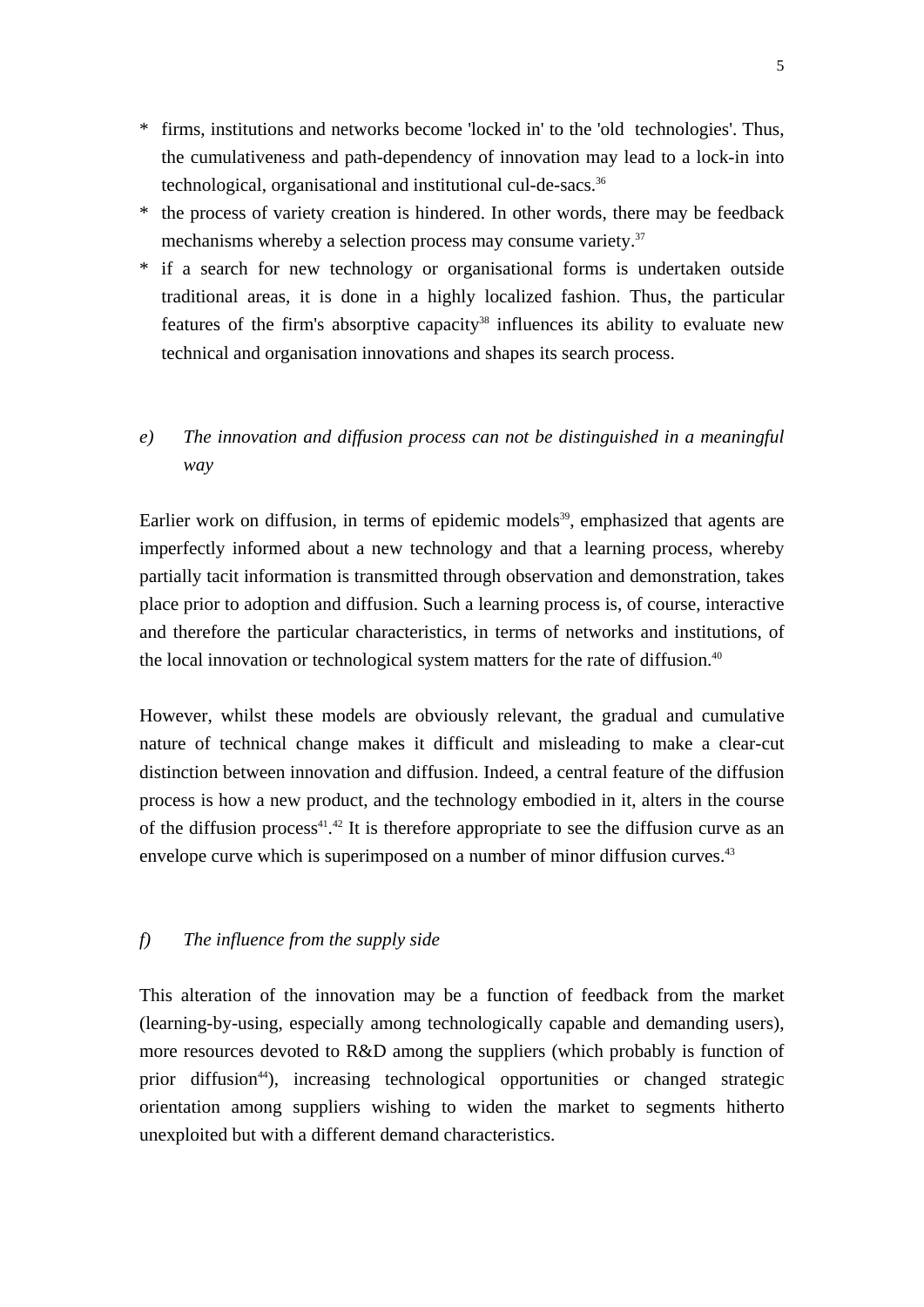* firms, institutions and networks become 'locked in' to the 'old technologies'. Thus, the cumulativeness and path-dependency of innovation may lead to a lock-in into technological, organisational and institutional cul-de-sacs.[36]
* the process of variety creation is hindered. In other words, there may be feedback mechanisms whereby a selection process may consume variety.[37]
* if a search for new technology or organisational forms is undertaken outside traditional areas, it is done in a highly localized fashion. Thus, the particular features of the firm's absorptive capacity[38] influences its ability to evaluate new technical and organisation innovations and shapes its search process.

*e) The innovation and diffusion process can not be distinguished in a meaningful way*

Earlier work on diffusion, in terms of epidemic models[39], emphasized that agents are imperfectly informed about a new technology and that a learning process, whereby partially tacit information is transmitted through observation and demonstration, takes place prior to adoption and diffusion. Such a learning process is, of course, interactive and therefore the particular characteristics, in terms of networks and institutions, of the local innovation or technological system matters for the rate of diffusion.[40]

However, whilst these models are obviously relevant, the gradual and cumulative nature of technical change makes it difficult and misleading to make a clear-cut distinction between innovation and diffusion. Indeed, a central feature of the diffusion process is how a new product, and the technology embodied in it, alters in the course of the diffusion process[41].[42] It is therefore appropriate to see the diffusion curve as an envelope curve which is superimposed on a number of minor diffusion curves.[43]

*f) The influence from the supply side*

This alteration of the innovation may be a function of feedback from the market (learning-by-using, especially among technologically capable and demanding users), more resources devoted to R&D among the suppliers (which probably is function of prior diffusion[44]), increasing technological opportunities or changed strategic orientation among suppliers wishing to widen the market to segments hitherto unexploited but with a different demand characteristics.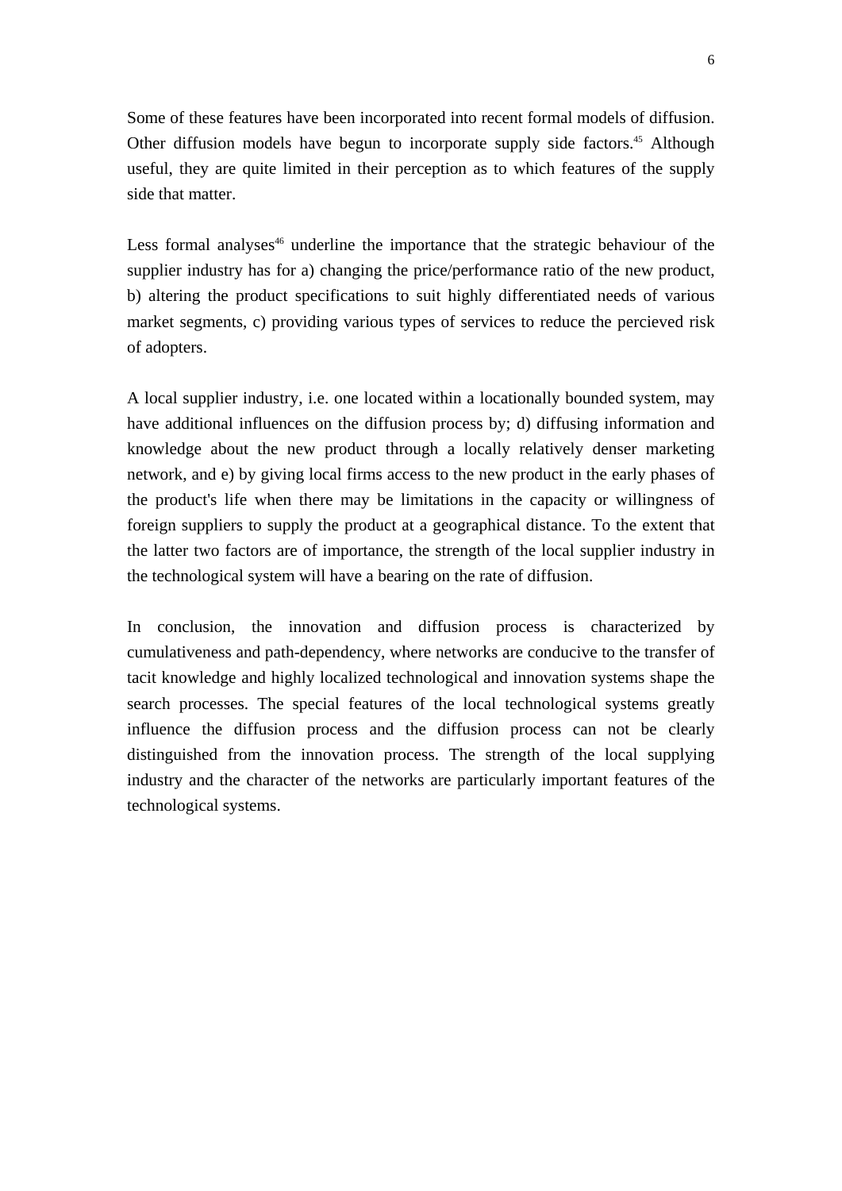Some of these features have been incorporated into recent formal models of diffusion. Other diffusion models have begun to incorporate supply side factors.[45] Although useful, they are quite limited in their perception as to which features of the supply side that matter.

Less formal analyses[46] underline the importance that the strategic behaviour of the supplier industry has for a) changing the price/performance ratio of the new product, b) altering the product specifications to suit highly differentiated needs of various market segments, c) providing various types of services to reduce the percieved risk of adopters.

A local supplier industry, i.e. one located within a locationally bounded system, may have additional influences on the diffusion process by; d) diffusing information and knowledge about the new product through a locally relatively denser marketing network, and e) by giving local firms access to the new product in the early phases of the product's life when there may be limitations in the capacity or willingness of foreign suppliers to supply the product at a geographical distance. To the extent that the latter two factors are of importance, the strength of the local supplier industry in the technological system will have a bearing on the rate of diffusion.

In conclusion, the innovation and diffusion process is characterized by cumulativeness and path-dependency, where networks are conducive to the transfer of tacit knowledge and highly localized technological and innovation systems shape the search processes. The special features of the local technological systems greatly influence the diffusion process and the diffusion process can not be clearly distinguished from the innovation process. The strength of the local supplying industry and the character of the networks are particularly important features of the technological systems.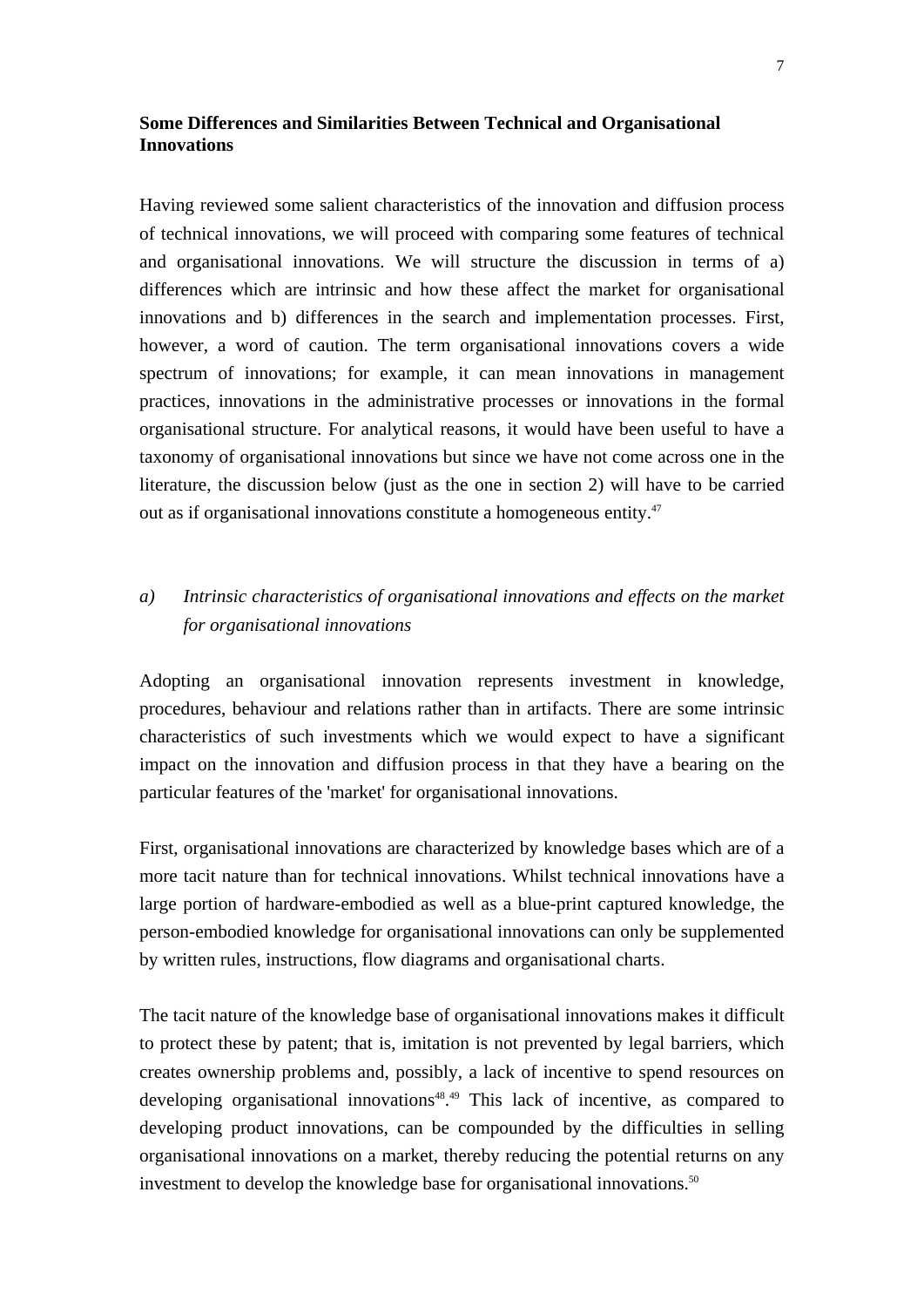### Some Differences and Similarities Between Technical and Organisational Innovations

Having reviewed some salient characteristics of the innovation and diffusion process of technical innovations, we will proceed with comparing some features of technical and organisational innovations. We will structure the discussion in terms of a) differences which are intrinsic and how these affect the market for organisational innovations and b) differences in the search and implementation processes. First, however, a word of caution. The term organisational innovations covers a wide spectrum of innovations; for example, it can mean innovations in management practices, innovations in the administrative processes or innovations in the formal organisational structure. For analytical reasons, it would have been useful to have a taxonomy of organisational innovations but since we have not come across one in the literature, the discussion below (just as the one in section 2) will have to be carried out as if organisational innovations constitute a homogeneous entity.[47]

*a) Intrinsic characteristics of organisational innovations and effects on the market for organisational innovations*

Adopting an organisational innovation represents investment in knowledge, procedures, behaviour and relations rather than in artifacts. There are some intrinsic characteristics of such investments which we would expect to have a significant impact on the innovation and diffusion process in that they have a bearing on the particular features of the 'market' for organisational innovations.

First, organisational innovations are characterized by knowledge bases which are of a more tacit nature than for technical innovations. Whilst technical innovations have a large portion of hardware-embodied as well as a blue-print captured knowledge, the person-embodied knowledge for organisational innovations can only be supplemented by written rules, instructions, flow diagrams and organisational charts.

The tacit nature of the knowledge base of organisational innovations makes it difficult to protect these by patent; that is, imitation is not prevented by legal barriers, which creates ownership problems and, possibly, a lack of incentive to spend resources on developing organisational innovations[48].[49] This lack of incentive, as compared to developing product innovations, can be compounded by the difficulties in selling organisational innovations on a market, thereby reducing the potential returns on any investment to develop the knowledge base for organisational innovations.[50]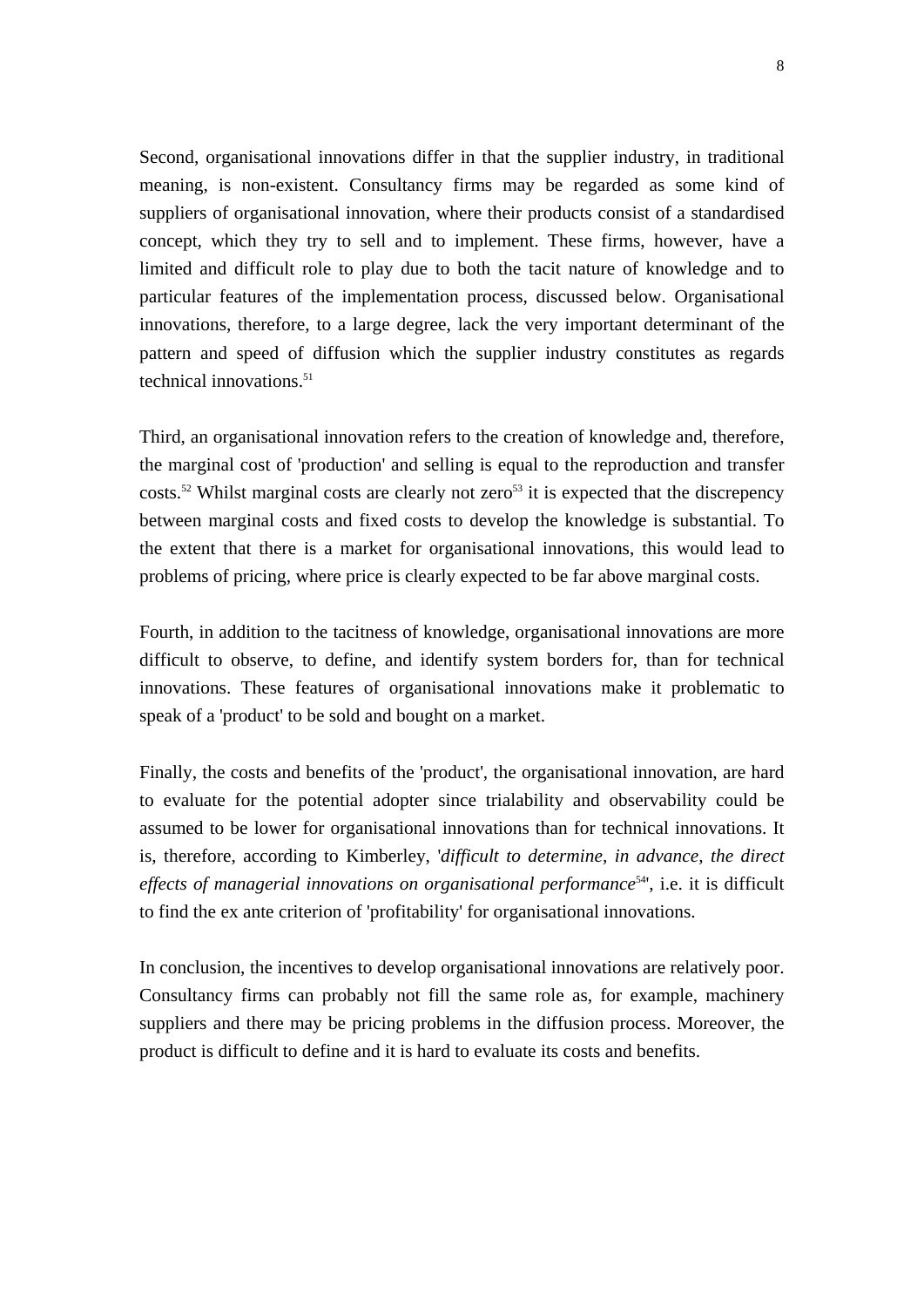Second, organisational innovations differ in that the supplier industry, in traditional meaning, is non-existent. Consultancy firms may be regarded as some kind of suppliers of organisational innovation, where their products consist of a standardised concept, which they try to sell and to implement. These firms, however, have a limited and difficult role to play due to both the tacit nature of knowledge and to particular features of the implementation process, discussed below. Organisational innovations, therefore, to a large degree, lack the very important determinant of the pattern and speed of diffusion which the supplier industry constitutes as regards technical innovations.[51]

Third, an organisational innovation refers to the creation of knowledge and, therefore, the marginal cost of 'production' and selling is equal to the reproduction and transfer costs.[52] Whilst marginal costs are clearly not zero[53] it is expected that the discrepency between marginal costs and fixed costs to develop the knowledge is substantial. To the extent that there is a market for organisational innovations, this would lead to problems of pricing, where price is clearly expected to be far above marginal costs.

Fourth, in addition to the tacitness of knowledge, organisational innovations are more difficult to observe, to define, and identify system borders for, than for technical innovations. These features of organisational innovations make it problematic to speak of a 'product' to be sold and bought on a market.

Finally, the costs and benefits of the 'product', the organisational innovation, are hard to evaluate for the potential adopter since trialability and observability could be assumed to be lower for organisational innovations than for technical innovations. It is, therefore, according to Kimberley, '*difficult to determine, in advance, the direct effects of managerial innovations on organisational performance*[54]', i.e. it is difficult to find the ex ante criterion of 'profitability' for organisational innovations.

In conclusion, the incentives to develop organisational innovations are relatively poor. Consultancy firms can probably not fill the same role as, for example, machinery suppliers and there may be pricing problems in the diffusion process. Moreover, the product is difficult to define and it is hard to evaluate its costs and benefits.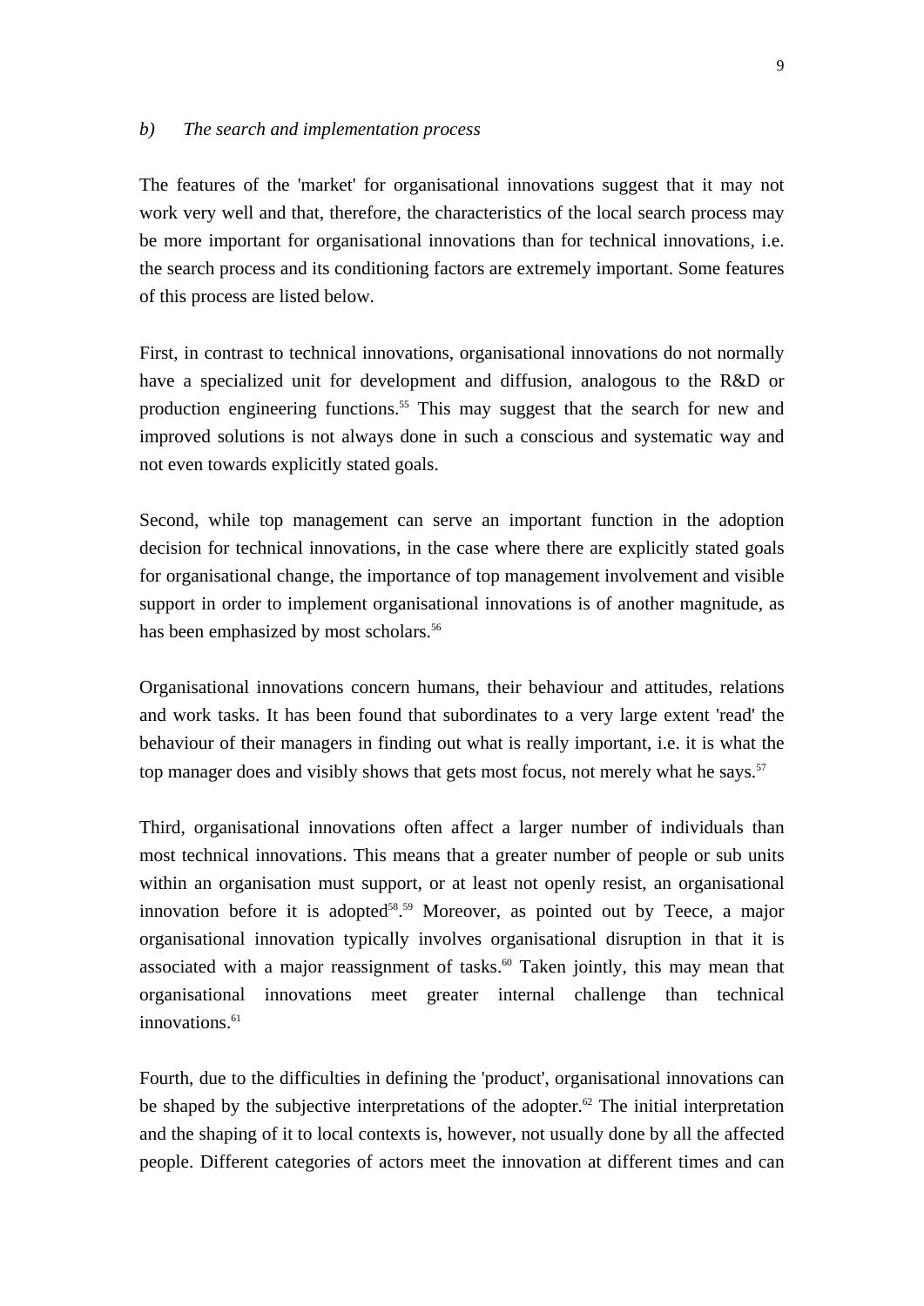*b) The search and implementation process*

The features of the 'market' for organisational innovations suggest that it may not work very well and that, therefore, the characteristics of the local search process may be more important for organisational innovations than for technical innovations, i.e. the search process and its conditioning factors are extremely important. Some features of this process are listed below.

First, in contrast to technical innovations, organisational innovations do not normally have a specialized unit for development and diffusion, analogous to the R&D or production engineering functions.[55] This may suggest that the search for new and improved solutions is not always done in such a conscious and systematic way and not even towards explicitly stated goals.

Second, while top management can serve an important function in the adoption decision for technical innovations, in the case where there are explicitly stated goals for organisational change, the importance of top management involvement and visible support in order to implement organisational innovations is of another magnitude, as has been emphasized by most scholars.[56]

Organisational innovations concern humans, their behaviour and attitudes, relations and work tasks. It has been found that subordinates to a very large extent 'read' the behaviour of their managers in finding out what is really important, i.e. it is what the top manager does and visibly shows that gets most focus, not merely what he says.[57]

Third, organisational innovations often affect a larger number of individuals than most technical innovations. This means that a greater number of people or sub units within an organisation must support, or at least not openly resist, an organisational innovation before it is adopted[58].[59] Moreover, as pointed out by Teece, a major organisational innovation typically involves organisational disruption in that it is associated with a major reassignment of tasks.[60] Taken jointly, this may mean that organisational innovations meet greater internal challenge than technical innovations.[61]

Fourth, due to the difficulties in defining the 'product', organisational innovations can be shaped by the subjective interpretations of the adopter.[62] The initial interpretation and the shaping of it to local contexts is, however, not usually done by all the affected people. Different categories of actors meet the innovation at different times and can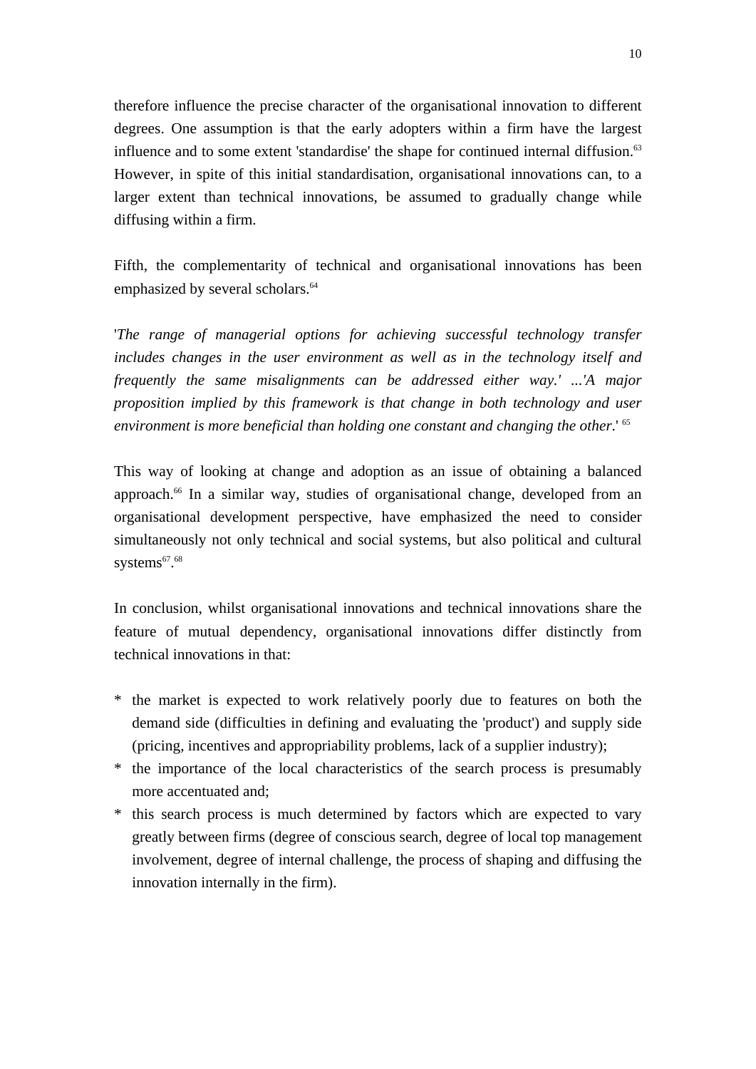therefore influence the precise character of the organisational innovation to different degrees. One assumption is that the early adopters within a firm have the largest influence and to some extent 'standardise' the shape for continued internal diffusion.[63] However, in spite of this initial standardisation, organisational innovations can, to a larger extent than technical innovations, be assumed to gradually change while diffusing within a firm.

Fifth, the complementarity of technical and organisational innovations has been emphasized by several scholars.[64]

'*The range of managerial options for achieving successful technology transfer includes changes in the user environment as well as in the technology itself and frequently the same misalignments can be addressed either way.' ...'A major proposition implied by this framework is that change in both technology and user environment is more beneficial than holding one constant and changing the other*.' [65]

This way of looking at change and adoption as an issue of obtaining a balanced approach.[66] In a similar way, studies of organisational change, developed from an organisational development perspective, have emphasized the need to consider simultaneously not only technical and social systems, but also political and cultural systems[67].[68]

In conclusion, whilst organisational innovations and technical innovations share the feature of mutual dependency, organisational innovations differ distinctly from technical innovations in that:

* the market is expected to work relatively poorly due to features on both the demand side (difficulties in defining and evaluating the 'product') and supply side (pricing, incentives and appropriability problems, lack of a supplier industry);
* the importance of the local characteristics of the search process is presumably more accentuated and;
* this search process is much determined by factors which are expected to vary greatly between firms (degree of conscious search, degree of local top management involvement, degree of internal challenge, the process of shaping and diffusing the innovation internally in the firm).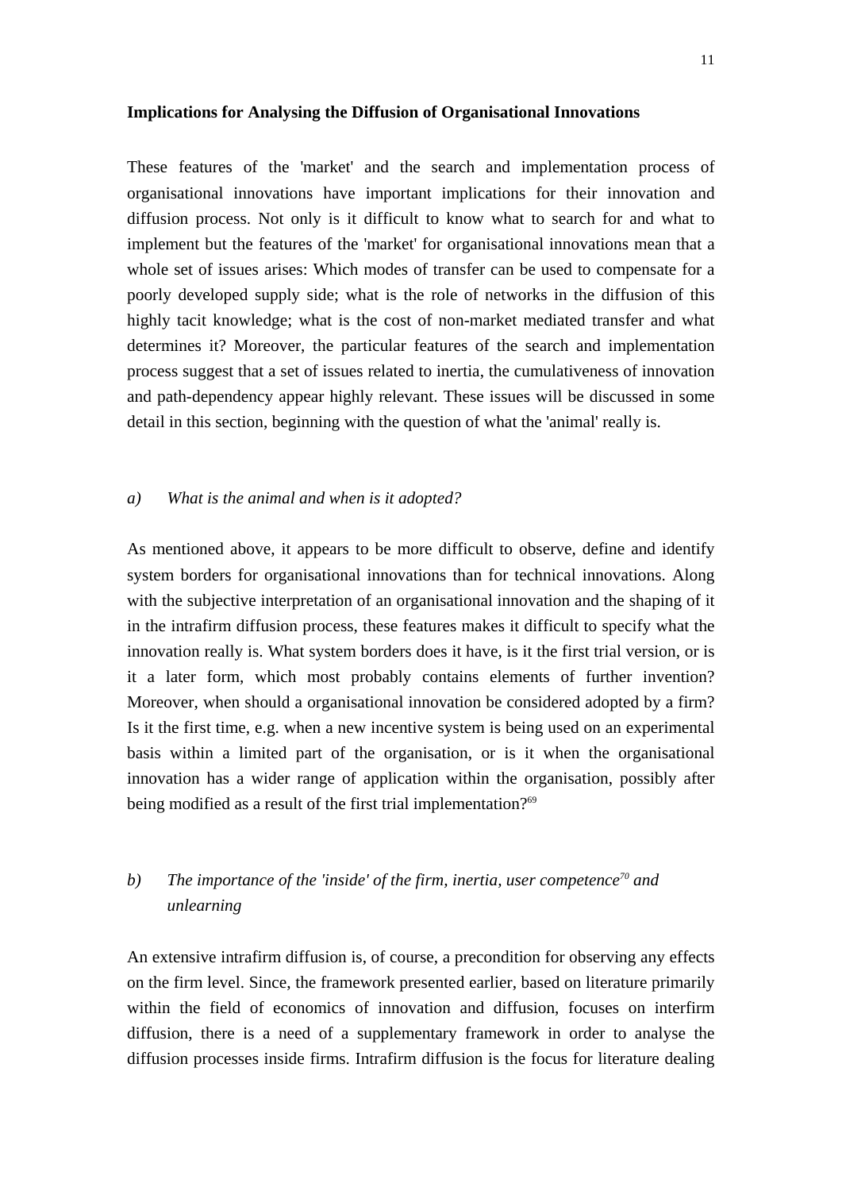## Implications for Analysing the Diffusion of Organisational Innovations

These features of the 'market' and the search and implementation process of organisational innovations have important implications for their innovation and diffusion process. Not only is it difficult to know what to search for and what to implement but the features of the 'market' for organisational innovations mean that a whole set of issues arises: Which modes of transfer can be used to compensate for a poorly developed supply side; what is the role of networks in the diffusion of this highly tacit knowledge; what is the cost of non-market mediated transfer and what determines it? Moreover, the particular features of the search and implementation process suggest that a set of issues related to inertia, the cumulativeness of innovation and path-dependency appear highly relevant. These issues will be discussed in some detail in this section, beginning with the question of what the 'animal' really is.

### *a) What is the animal and when is it adopted?*

As mentioned above, it appears to be more difficult to observe, define and identify system borders for organisational innovations than for technical innovations. Along with the subjective interpretation of an organisational innovation and the shaping of it in the intrafirm diffusion process, these features makes it difficult to specify what the innovation really is. What system borders does it have, is it the first trial version, or is it a later form, which most probably contains elements of further invention? Moreover, when should a organisational innovation be considered adopted by a firm? Is it the first time, e.g. when a new incentive system is being used on an experimental basis within a limited part of the organisation, or is it when the organisational innovation has a wider range of application within the organisation, possibly after being modified as a result of the first trial implementation?[69]

### *b) The importance of the 'inside' of the firm, inertia, user competence[70] and unlearning*

An extensive intrafirm diffusion is, of course, a precondition for observing any effects on the firm level. Since, the framework presented earlier, based on literature primarily within the field of economics of innovation and diffusion, focuses on interfirm diffusion, there is a need of a supplementary framework in order to analyse the diffusion processes inside firms. Intrafirm diffusion is the focus for literature dealing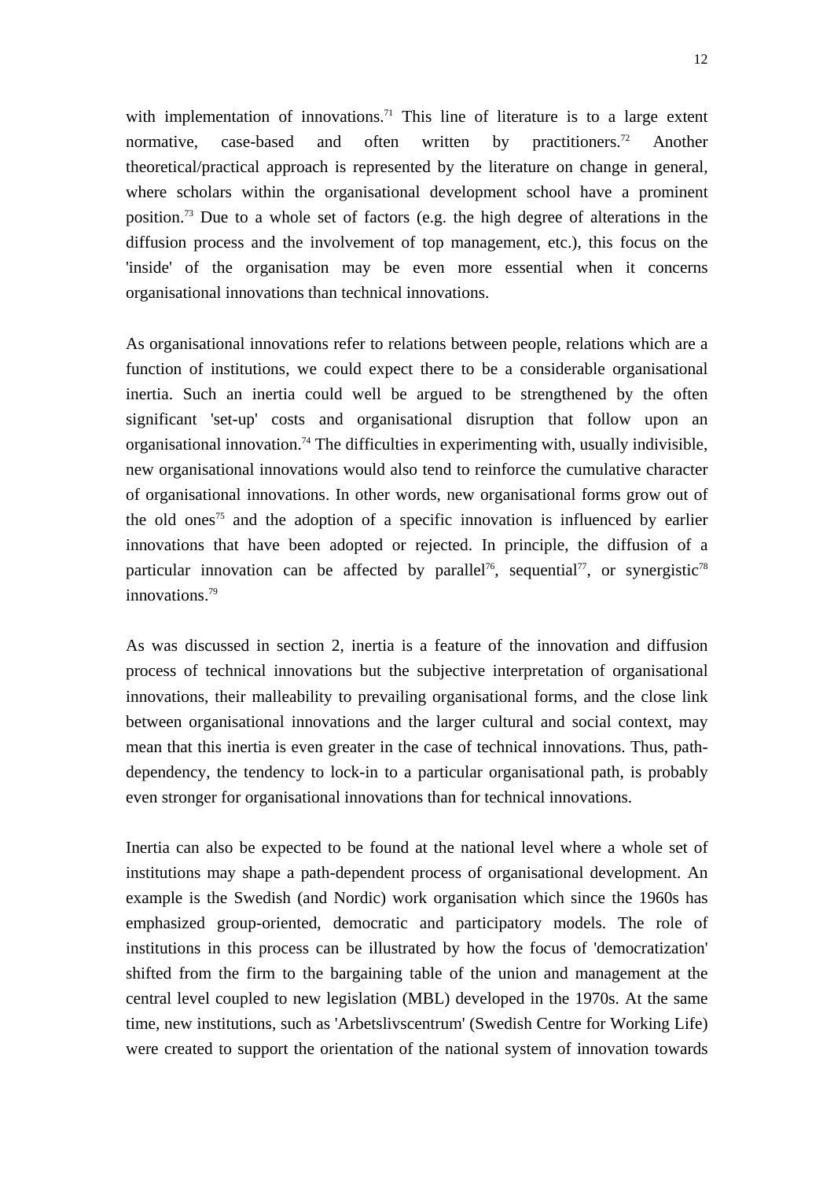with implementation of innovations.[71] This line of literature is to a large extent normative, case-based and often written by practitioners.[72] Another theoretical/practical approach is represented by the literature on change in general, where scholars within the organisational development school have a prominent position.[73] Due to a whole set of factors (e.g. the high degree of alterations in the diffusion process and the involvement of top management, etc.), this focus on the 'inside' of the organisation may be even more essential when it concerns organisational innovations than technical innovations.

As organisational innovations refer to relations between people, relations which are a function of institutions, we could expect there to be a considerable organisational inertia. Such an inertia could well be argued to be strengthened by the often significant 'set-up' costs and organisational disruption that follow upon an organisational innovation.[74] The difficulties in experimenting with, usually indivisible, new organisational innovations would also tend to reinforce the cumulative character of organisational innovations. In other words, new organisational forms grow out of the old ones[75] and the adoption of a specific innovation is influenced by earlier innovations that have been adopted or rejected. In principle, the diffusion of a particular innovation can be affected by parallel[76], sequential[77], or synergistic[78] innovations.[79]

As was discussed in section 2, inertia is a feature of the innovation and diffusion process of technical innovations but the subjective interpretation of organisational innovations, their malleability to prevailing organisational forms, and the close link between organisational innovations and the larger cultural and social context, may mean that this inertia is even greater in the case of technical innovations. Thus, path-dependency, the tendency to lock-in to a particular organisational path, is probably even stronger for organisational innovations than for technical innovations.

Inertia can also be expected to be found at the national level where a whole set of institutions may shape a path-dependent process of organisational development. An example is the Swedish (and Nordic) work organisation which since the 1960s has emphasized group-oriented, democratic and participatory models. The role of institutions in this process can be illustrated by how the focus of 'democratization' shifted from the firm to the bargaining table of the union and management at the central level coupled to new legislation (MBL) developed in the 1970s. At the same time, new institutions, such as 'Arbetslivscentrum' (Swedish Centre for Working Life) were created to support the orientation of the national system of innovation towards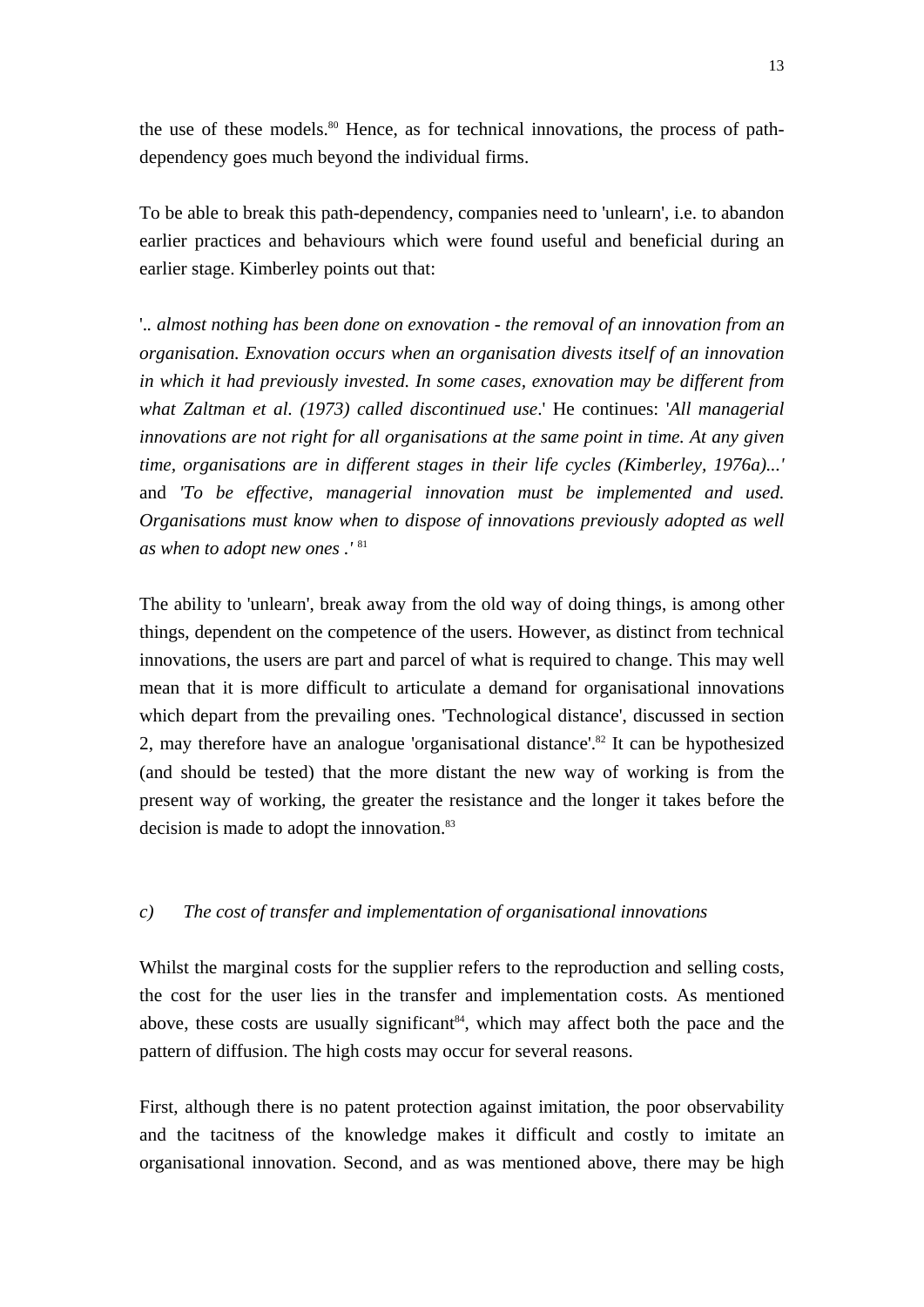the use of these models.[80] Hence, as for technical innovations, the process of path-dependency goes much beyond the individual firms.

To be able to break this path-dependency, companies need to 'unlearn', i.e. to abandon earlier practices and behaviours which were found useful and beneficial during an earlier stage. Kimberley points out that:

'.. *almost nothing has been done on exnovation - the removal of an innovation from an organisation. Exnovation occurs when an organisation divests itself of an innovation in which it had previously invested. In some cases, exnovation may be different from what Zaltman et al. (1973) called discontinued use*.' He continues: '*All managerial innovations are not right for all organisations at the same point in time. At any given time, organisations are in different stages in their life cycles (Kimberley, 1976a)...'* and *'To be effective, managerial innovation must be implemented and used. Organisations must know when to dispose of innovations previously adopted as well as when to adopt new ones .'* [81]

The ability to 'unlearn', break away from the old way of doing things, is among other things, dependent on the competence of the users. However, as distinct from technical innovations, the users are part and parcel of what is required to change. This may well mean that it is more difficult to articulate a demand for organisational innovations which depart from the prevailing ones. 'Technological distance', discussed in section 2, may therefore have an analogue 'organisational distance'.[82] It can be hypothesized (and should be tested) that the more distant the new way of working is from the present way of working, the greater the resistance and the longer it takes before the decision is made to adopt the innovation.[83]

*c) The cost of transfer and implementation of organisational innovations*

Whilst the marginal costs for the supplier refers to the reproduction and selling costs, the cost for the user lies in the transfer and implementation costs. As mentioned above, these costs are usually significant[84], which may affect both the pace and the pattern of diffusion. The high costs may occur for several reasons.

First, although there is no patent protection against imitation, the poor observability and the tacitness of the knowledge makes it difficult and costly to imitate an organisational innovation. Second, and as was mentioned above, there may be high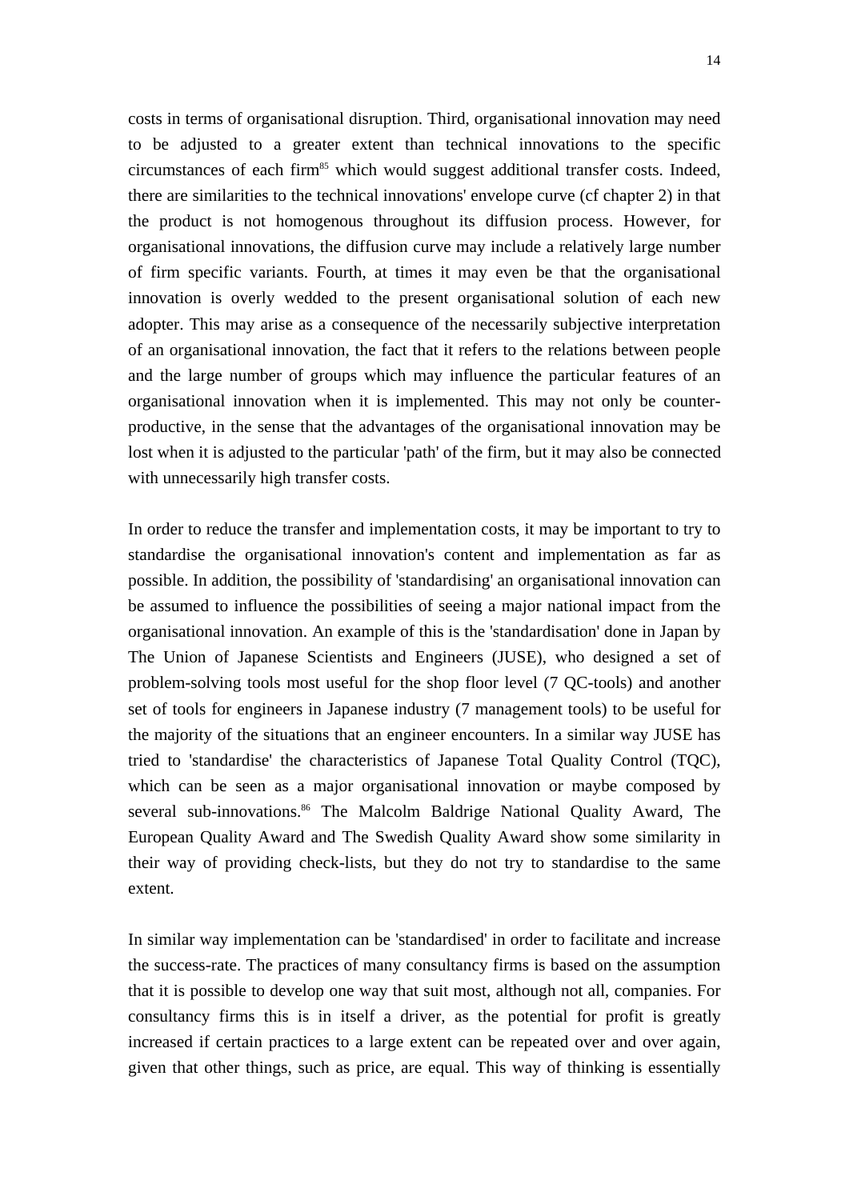costs in terms of organisational disruption. Third, organisational innovation may need to be adjusted to a greater extent than technical innovations to the specific circumstances of each firm[85] which would suggest additional transfer costs. Indeed, there are similarities to the technical innovations' envelope curve (cf chapter 2) in that the product is not homogenous throughout its diffusion process. However, for organisational innovations, the diffusion curve may include a relatively large number of firm specific variants. Fourth, at times it may even be that the organisational innovation is overly wedded to the present organisational solution of each new adopter. This may arise as a consequence of the necessarily subjective interpretation of an organisational innovation, the fact that it refers to the relations between people and the large number of groups which may influence the particular features of an organisational innovation when it is implemented. This may not only be counter-productive, in the sense that the advantages of the organisational innovation may be lost when it is adjusted to the particular 'path' of the firm, but it may also be connected with unnecessarily high transfer costs.

In order to reduce the transfer and implementation costs, it may be important to try to standardise the organisational innovation's content and implementation as far as possible. In addition, the possibility of 'standardising' an organisational innovation can be assumed to influence the possibilities of seeing a major national impact from the organisational innovation. An example of this is the 'standardisation' done in Japan by The Union of Japanese Scientists and Engineers (JUSE), who designed a set of problem-solving tools most useful for the shop floor level (7 QC-tools) and another set of tools for engineers in Japanese industry (7 management tools) to be useful for the majority of the situations that an engineer encounters. In a similar way JUSE has tried to 'standardise' the characteristics of Japanese Total Quality Control (TQC), which can be seen as a major organisational innovation or maybe composed by several sub-innovations.[86] The Malcolm Baldrige National Quality Award, The European Quality Award and The Swedish Quality Award show some similarity in their way of providing check-lists, but they do not try to standardise to the same extent.

In similar way implementation can be 'standardised' in order to facilitate and increase the success-rate. The practices of many consultancy firms is based on the assumption that it is possible to develop one way that suit most, although not all, companies. For consultancy firms this is in itself a driver, as the potential for profit is greatly increased if certain practices to a large extent can be repeated over and over again, given that other things, such as price, are equal. This way of thinking is essentially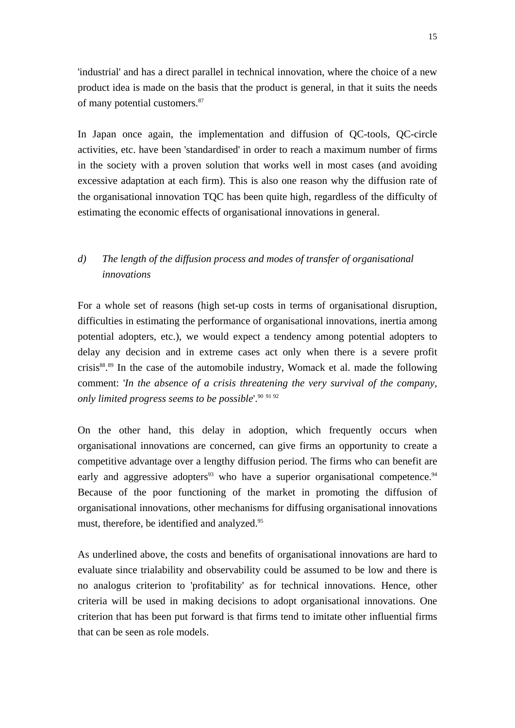'industrial' and has a direct parallel in technical innovation, where the choice of a new product idea is made on the basis that the product is general, in that it suits the needs of many potential customers.[87]

In Japan once again, the implementation and diffusion of QC-tools, QC-circle activities, etc. have been 'standardised' in order to reach a maximum number of firms in the society with a proven solution that works well in most cases (and avoiding excessive adaptation at each firm). This is also one reason why the diffusion rate of the organisational innovation TQC has been quite high, regardless of the difficulty of estimating the economic effects of organisational innovations in general.

### d) *The length of the diffusion process and modes of transfer of organisational innovations*

For a whole set of reasons (high set-up costs in terms of organisational disruption, difficulties in estimating the performance of organisational innovations, inertia among potential adopters, etc.), we would expect a tendency among potential adopters to delay any decision and in extreme cases act only when there is a severe profit crisis[88].[89] In the case of the automobile industry, Womack et al. made the following comment: '*In the absence of a crisis threatening the very survival of the company, only limited progress seems to be possible*'.[90] [91] [92]

On the other hand, this delay in adoption, which frequently occurs when organisational innovations are concerned, can give firms an opportunity to create a competitive advantage over a lengthy diffusion period. The firms who can benefit are early and aggressive adopters[93] who have a superior organisational competence.[94] Because of the poor functioning of the market in promoting the diffusion of organisational innovations, other mechanisms for diffusing organisational innovations must, therefore, be identified and analyzed.[95]

As underlined above, the costs and benefits of organisational innovations are hard to evaluate since trialability and observability could be assumed to be low and there is no analogus criterion to 'profitability' as for technical innovations. Hence, other criteria will be used in making decisions to adopt organisational innovations. One criterion that has been put forward is that firms tend to imitate other influential firms that can be seen as role models.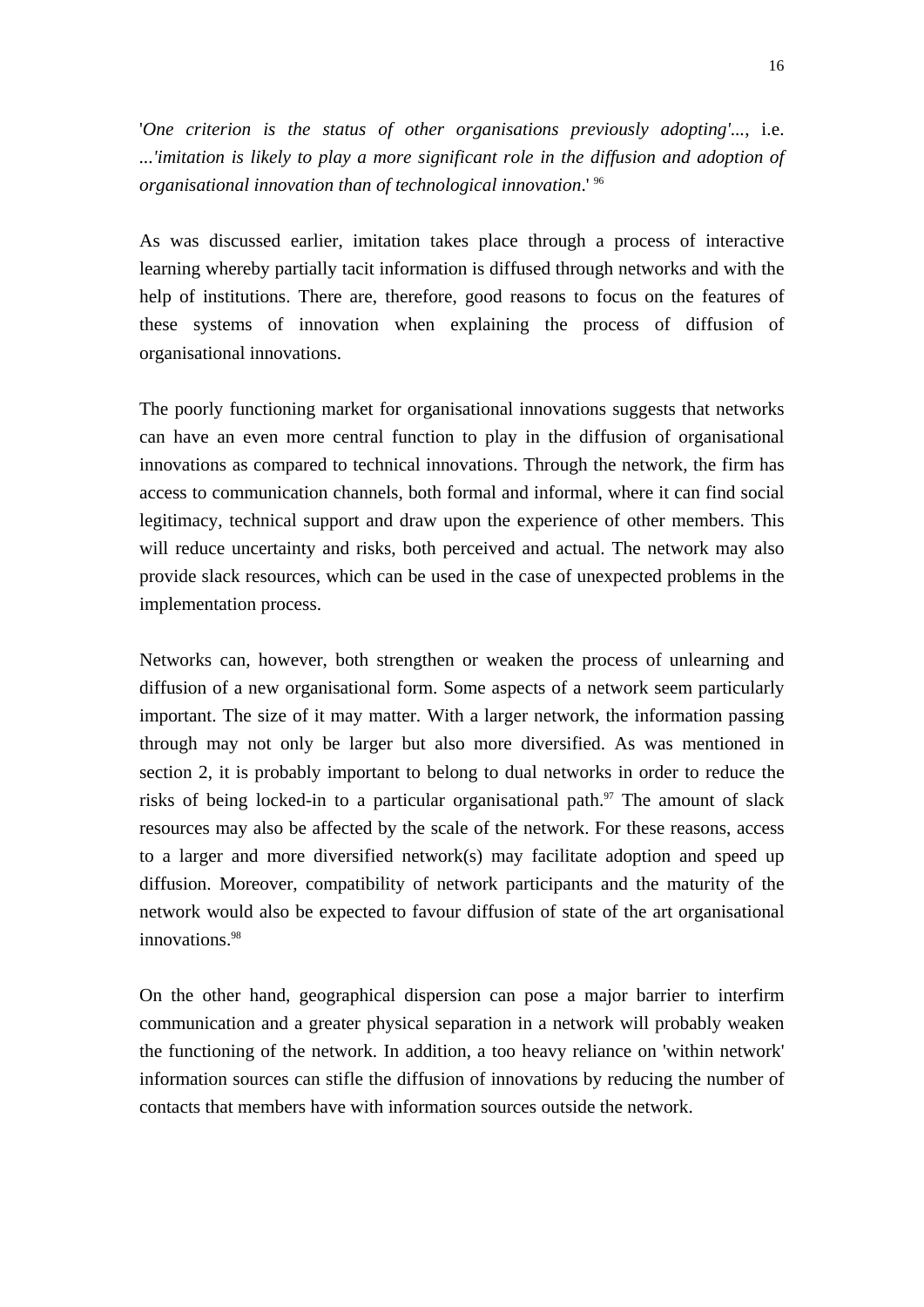'*One criterion is the status of other organisations previously adopting'*..., i.e. ...*'imitation is likely to play a more significant role in the diffusion and adoption of organisational innovation than of technological innovation*.' [96]

As was discussed earlier, imitation takes place through a process of interactive learning whereby partially tacit information is diffused through networks and with the help of institutions. There are, therefore, good reasons to focus on the features of these systems of innovation when explaining the process of diffusion of organisational innovations.

The poorly functioning market for organisational innovations suggests that networks can have an even more central function to play in the diffusion of organisational innovations as compared to technical innovations. Through the network, the firm has access to communication channels, both formal and informal, where it can find social legitimacy, technical support and draw upon the experience of other members. This will reduce uncertainty and risks, both perceived and actual. The network may also provide slack resources, which can be used in the case of unexpected problems in the implementation process.

Networks can, however, both strengthen or weaken the process of unlearning and diffusion of a new organisational form. Some aspects of a network seem particularly important. The size of it may matter. With a larger network, the information passing through may not only be larger but also more diversified. As was mentioned in section 2, it is probably important to belong to dual networks in order to reduce the risks of being locked-in to a particular organisational path.[97] The amount of slack resources may also be affected by the scale of the network. For these reasons, access to a larger and more diversified network(s) may facilitate adoption and speed up diffusion. Moreover, compatibility of network participants and the maturity of the network would also be expected to favour diffusion of state of the art organisational innovations.[98]

On the other hand, geographical dispersion can pose a major barrier to interfirm communication and a greater physical separation in a network will probably weaken the functioning of the network. In addition, a too heavy reliance on 'within network' information sources can stifle the diffusion of innovations by reducing the number of contacts that members have with information sources outside the network.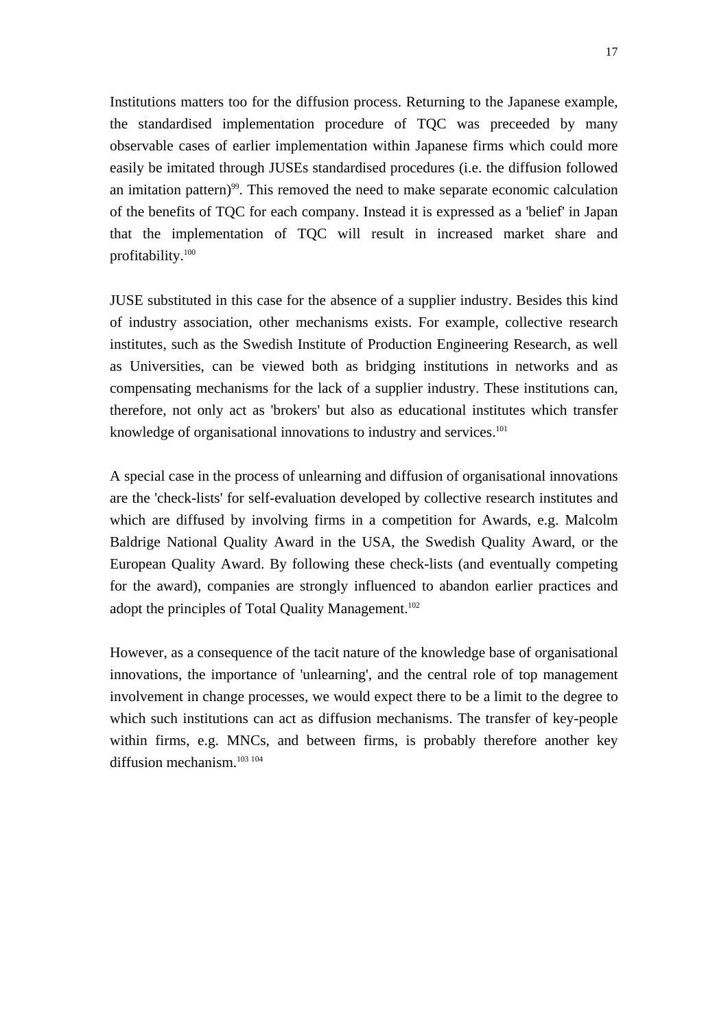Institutions matters too for the diffusion process. Returning to the Japanese example, the standardised implementation procedure of TQC was preceeded by many observable cases of earlier implementation within Japanese firms which could more easily be imitated through JUSEs standardised procedures (i.e. the diffusion followed an imitation pattern)[99]. This removed the need to make separate economic calculation of the benefits of TQC for each company. Instead it is expressed as a 'belief' in Japan that the implementation of TQC will result in increased market share and profitability.[100]

JUSE substituted in this case for the absence of a supplier industry. Besides this kind of industry association, other mechanisms exists. For example, collective research institutes, such as the Swedish Institute of Production Engineering Research, as well as Universities, can be viewed both as bridging institutions in networks and as compensating mechanisms for the lack of a supplier industry. These institutions can, therefore, not only act as 'brokers' but also as educational institutes which transfer knowledge of organisational innovations to industry and services.[101]

A special case in the process of unlearning and diffusion of organisational innovations are the 'check-lists' for self-evaluation developed by collective research institutes and which are diffused by involving firms in a competition for Awards, e.g. Malcolm Baldrige National Quality Award in the USA, the Swedish Quality Award, or the European Quality Award. By following these check-lists (and eventually competing for the award), companies are strongly influenced to abandon earlier practices and adopt the principles of Total Quality Management.[102]

However, as a consequence of the tacit nature of the knowledge base of organisational innovations, the importance of 'unlearning', and the central role of top management involvement in change processes, we would expect there to be a limit to the degree to which such institutions can act as diffusion mechanisms. The transfer of key-people within firms, e.g. MNCs, and between firms, is probably therefore another key diffusion mechanism.[103] [104]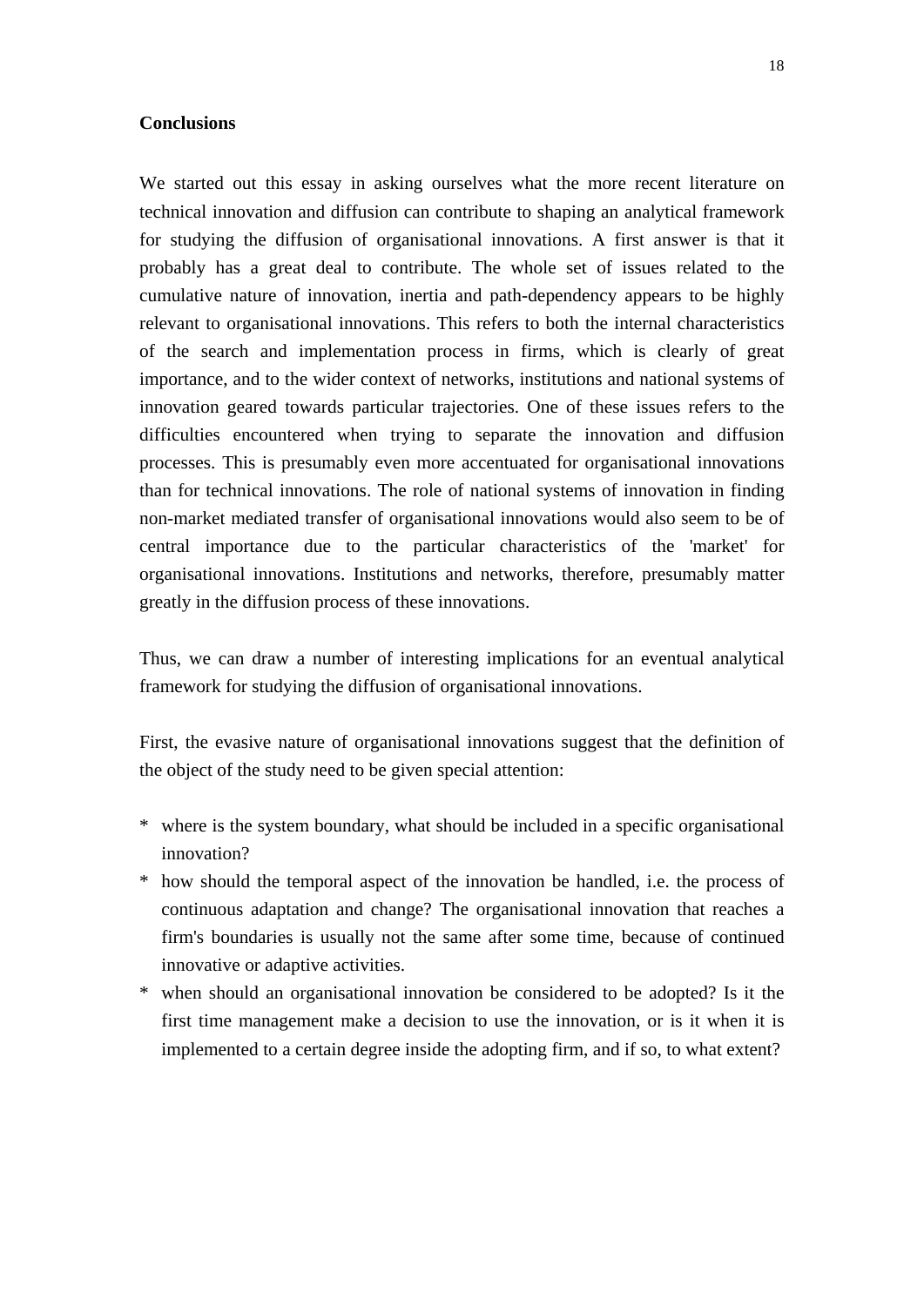**Conclusions**

We started out this essay in asking ourselves what the more recent literature on technical innovation and diffusion can contribute to shaping an analytical framework for studying the diffusion of organisational innovations. A first answer is that it probably has a great deal to contribute. The whole set of issues related to the cumulative nature of innovation, inertia and path-dependency appears to be highly relevant to organisational innovations. This refers to both the internal characteristics of the search and implementation process in firms, which is clearly of great importance, and to the wider context of networks, institutions and national systems of innovation geared towards particular trajectories. One of these issues refers to the difficulties encountered when trying to separate the innovation and diffusion processes. This is presumably even more accentuated for organisational innovations than for technical innovations. The role of national systems of innovation in finding non-market mediated transfer of organisational innovations would also seem to be of central importance due to the particular characteristics of the 'market' for organisational innovations. Institutions and networks, therefore, presumably matter greatly in the diffusion process of these innovations.

Thus, we can draw a number of interesting implications for an eventual analytical framework for studying the diffusion of organisational innovations.

First, the evasive nature of organisational innovations suggest that the definition of the object of the study need to be given special attention:

* where is the system boundary, what should be included in a specific organisational innovation?
* how should the temporal aspect of the innovation be handled, i.e. the process of continuous adaptation and change? The organisational innovation that reaches a firm's boundaries is usually not the same after some time, because of continued innovative or adaptive activities.
* when should an organisational innovation be considered to be adopted? Is it the first time management make a decision to use the innovation, or is it when it is implemented to a certain degree inside the adopting firm, and if so, to what extent?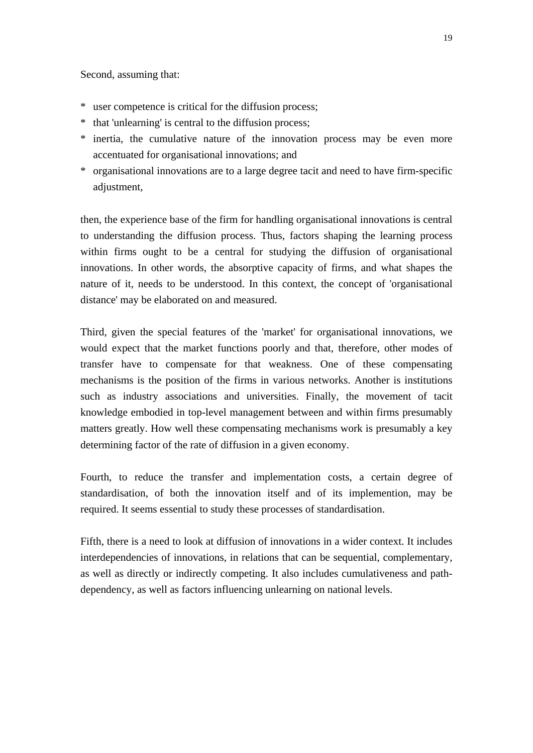Second, assuming that:

* user competence is critical for the diffusion process;
* that 'unlearning' is central to the diffusion process;
* inertia, the cumulative nature of the innovation process may be even more accentuated for organisational innovations; and
* organisational innovations are to a large degree tacit and need to have firm-specific adjustment,

then, the experience base of the firm for handling organisational innovations is central to understanding the diffusion process. Thus, factors shaping the learning process within firms ought to be a central for studying the diffusion of organisational innovations. In other words, the absorptive capacity of firms, and what shapes the nature of it, needs to be understood. In this context, the concept of 'organisational distance' may be elaborated on and measured.

Third, given the special features of the 'market' for organisational innovations, we would expect that the market functions poorly and that, therefore, other modes of transfer have to compensate for that weakness. One of these compensating mechanisms is the position of the firms in various networks. Another is institutions such as industry associations and universities. Finally, the movement of tacit knowledge embodied in top-level management between and within firms presumably matters greatly. How well these compensating mechanisms work is presumably a key determining factor of the rate of diffusion in a given economy.

Fourth, to reduce the transfer and implementation costs, a certain degree of standardisation, of both the innovation itself and of its implemention, may be required. It seems essential to study these processes of standardisation.

Fifth, there is a need to look at diffusion of innovations in a wider context. It includes interdependencies of innovations, in relations that can be sequential, complementary, as well as directly or indirectly competing. It also includes cumulativeness and path-dependency, as well as factors influencing unlearning on national levels.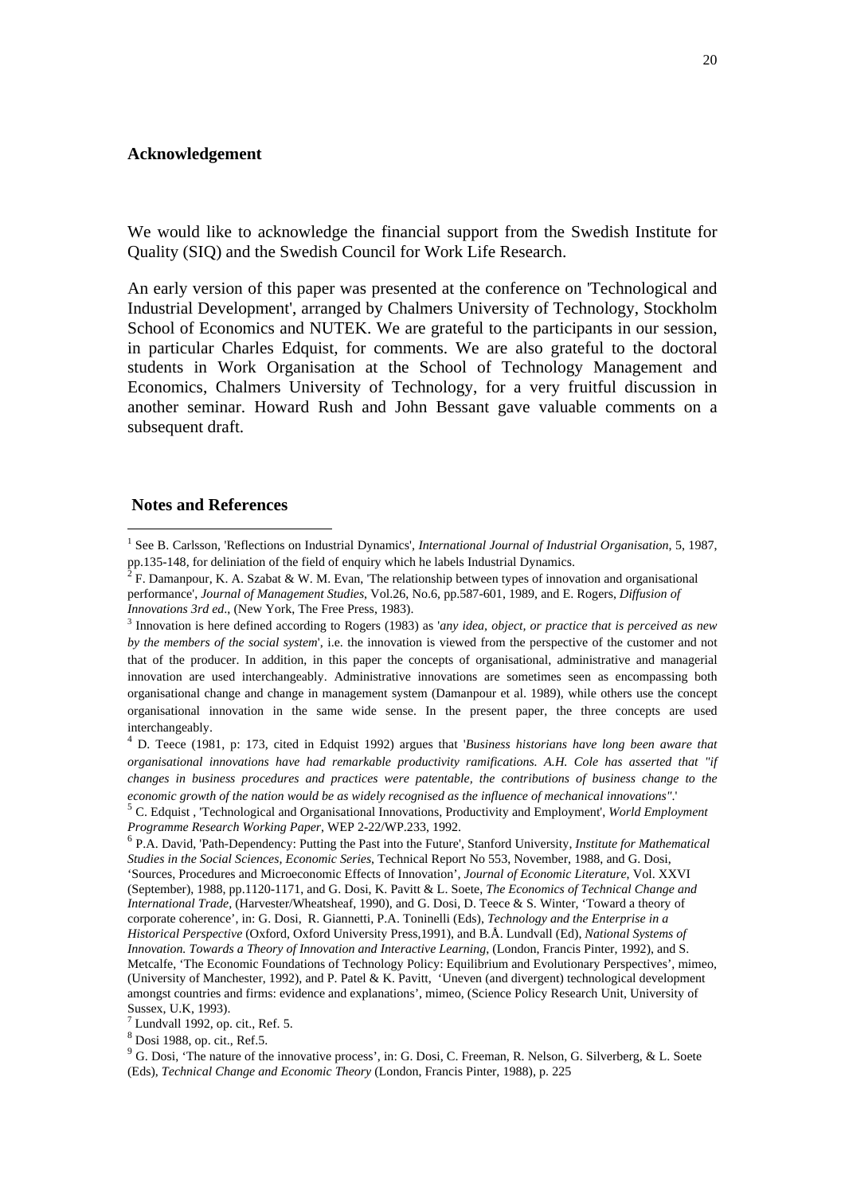## Acknowledgement

We would like to acknowledge the financial support from the Swedish Institute for Quality (SIQ) and the Swedish Council for Work Life Research.

An early version of this paper was presented at the conference on 'Technological and Industrial Development', arranged by Chalmers University of Technology, Stockholm School of Economics and NUTEK. We are grateful to the participants in our session, in particular Charles Edquist, for comments. We are also grateful to the doctoral students in Work Organisation at the School of Technology Management and Economics, Chalmers University of Technology, for a very fruitful discussion in another seminar. Howard Rush and John Bessant gave valuable comments on a subsequent draft.

## Notes and References

[1] See B. Carlsson, 'Reflections on Industrial Dynamics', *International Journal of Industrial Organisation*, 5, 1987, pp.135-148, for deliniation of the field of enquiry which he labels Industrial Dynamics.

[2] F. Damanpour, K. A. Szabat & W. M. Evan, 'The relationship between types of innovation and organisational performance', *Journal of Management Studies*, Vol.26, No.6, pp.587-601, 1989, and E. Rogers, *Diffusion of Innovations 3rd ed*., (New York, The Free Press, 1983).

[3] Innovation is here defined according to Rogers (1983) as '*any idea, object, or practice that is perceived as new by the members of the social system*', i.e. the innovation is viewed from the perspective of the customer and not that of the producer. In addition, in this paper the concepts of organisational, administrative and managerial innovation are used interchangeably. Administrative innovations are sometimes seen as encompassing both organisational change and change in management system (Damanpour et al. 1989), while others use the concept organisational innovation in the same wide sense. In the present paper, the three concepts are used interchangeably.

[4] D. Teece (1981, p: 173, cited in Edquist 1992) argues that '*Business historians have long been aware that organisational innovations have had remarkable productivity ramifications. A.H. Cole has asserted that "if changes in business procedures and practices were patentable, the contributions of business change to the economic growth of the nation would be as widely recognised as the influence of mechanical innovations"*.'

[5] C. Edquist , 'Technological and Organisational Innovations, Productivity and Employment', *World Employment Programme Research Working Paper*, WEP 2-22/WP.233, 1992.

[6] P.A. David, 'Path-Dependency: Putting the Past into the Future', Stanford University, *Institute for Mathematical Studies in the Social Sciences, Economic Series*, Technical Report No 553, November, 1988, and G. Dosi, 'Sources, Procedures and Microeconomic Effects of Innovation', *Journal of Economic Literature*, Vol. XXVI (September), 1988, pp.1120-1171, and G. Dosi, K. Pavitt & L. Soete, *The Economics of Technical Change and International Trade*, (Harvester/Wheatsheaf, 1990), and G. Dosi, D. Teece & S. Winter, 'Toward a theory of corporate coherence', in: G. Dosi, R. Giannetti, P.A. Toninelli (Eds), *Technology and the Enterprise in a Historical Perspective* (Oxford, Oxford University Press,1991), and B.Å. Lundvall (Ed), *National Systems of Innovation. Towards a Theory of Innovation and Interactive Learning*, (London, Francis Pinter, 1992), and S. Metcalfe, 'The Economic Foundations of Technology Policy: Equilibrium and Evolutionary Perspectives', mimeo, (University of Manchester, 1992), and P. Patel & K. Pavitt, 'Uneven (and divergent) technological development amongst countries and firms: evidence and explanations', mimeo, (Science Policy Research Unit, University of Sussex, U.K, 1993).

[7] Lundvall 1992, op. cit., Ref. 5.

[8] Dosi 1988, op. cit., Ref.5.

[9] G. Dosi, 'The nature of the innovative process', in: G. Dosi, C. Freeman, R. Nelson, G. Silverberg, & L. Soete (Eds), *Technical Change and Economic Theory* (London, Francis Pinter, 1988), p. 225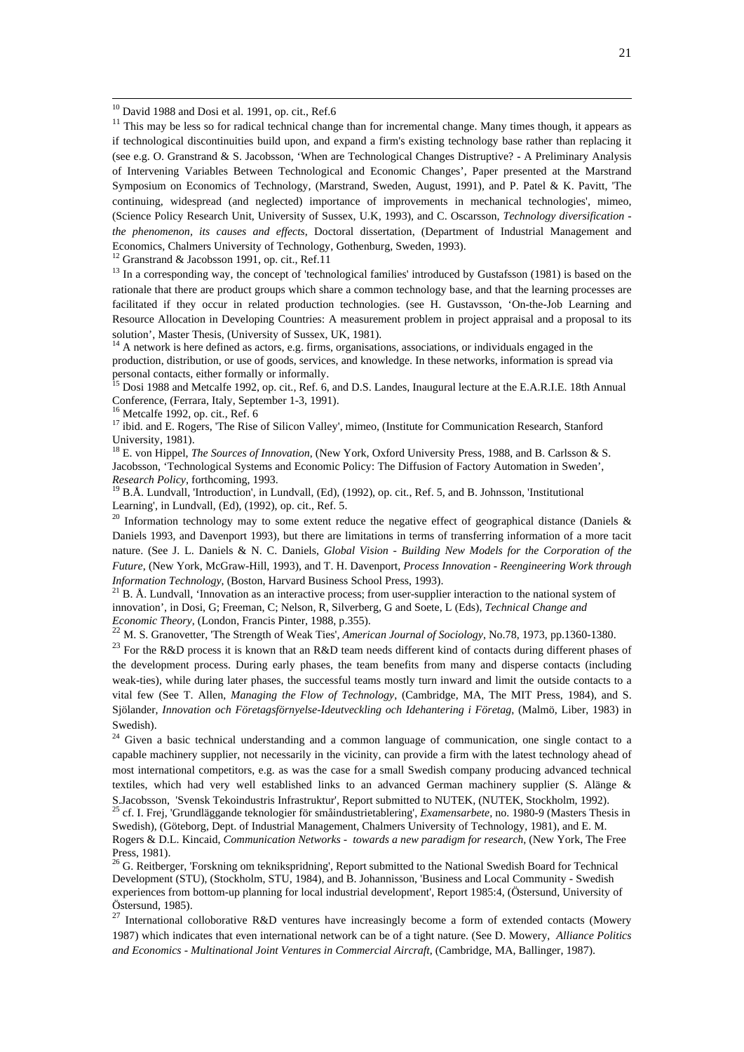[10] David 1988 and Dosi et al. 1991, op. cit., Ref.6

[11] This may be less so for radical technical change than for incremental change. Many times though, it appears as if technological discontinuities build upon, and expand a firm's existing technology base rather than replacing it (see e.g. O. Granstrand & S. Jacobsson, 'When are Technological Changes Distruptive? - A Preliminary Analysis of Intervening Variables Between Technological and Economic Changes', Paper presented at the Marstrand Symposium on Economics of Technology, (Marstrand, Sweden, August, 1991), and P. Patel & K. Pavitt, 'The continuing, widespread (and neglected) importance of improvements in mechanical technologies', mimeo, (Science Policy Research Unit, University of Sussex, U.K, 1993), and C. Oscarsson, *Technology diversification - the phenomenon, its causes and effects*, Doctoral dissertation, (Department of Industrial Management and Economics, Chalmers University of Technology, Gothenburg, Sweden, 1993).

[12] Granstrand & Jacobsson 1991, op. cit., Ref.11

[13] In a corresponding way, the concept of 'technological families' introduced by Gustafsson (1981) is based on the rationale that there are product groups which share a common technology base, and that the learning processes are facilitated if they occur in related production technologies. (see H. Gustavsson, 'On-the-Job Learning and Resource Allocation in Developing Countries: A measurement problem in project appraisal and a proposal to its solution', Master Thesis, (University of Sussex, UK, 1981).

[14] A network is here defined as actors, e.g. firms, organisations, associations, or individuals engaged in the production, distribution, or use of goods, services, and knowledge. In these networks, information is spread via personal contacts, either formally or informally.

[15] Dosi 1988 and Metcalfe 1992, op. cit., Ref. 6, and D.S. Landes, Inaugural lecture at the E.A.R.I.E. 18th Annual Conference, (Ferrara, Italy, September 1-3, 1991).

[16] Metcalfe 1992, op. cit., Ref. 6

[17] ibid. and E. Rogers, 'The Rise of Silicon Valley', mimeo, (Institute for Communication Research, Stanford University, 1981).

[18] E. von Hippel, *The Sources of Innovation*, (New York, Oxford University Press, 1988, and B. Carlsson & S. Jacobsson, 'Technological Systems and Economic Policy: The Diffusion of Factory Automation in Sweden', *Research Policy*, forthcoming, 1993.

[19] B.Å. Lundvall, 'Introduction', in Lundvall, (Ed), (1992), op. cit., Ref. 5, and B. Johnsson, 'Institutional Learning', in Lundvall, (Ed), (1992), op. cit., Ref. 5.

[20] Information technology may to some extent reduce the negative effect of geographical distance (Daniels & Daniels 1993, and Davenport 1993), but there are limitations in terms of transferring information of a more tacit nature. (See J. L. Daniels & N. C. Daniels, *Global Vision - Building New Models for the Corporation of the Future*, (New York, McGraw-Hill, 1993), and T. H. Davenport, *Process Innovation - Reengineering Work through Information Technology*, (Boston, Harvard Business School Press, 1993).

[21] B. Å. Lundvall, 'Innovation as an interactive process; from user-supplier interaction to the national system of innovation', in Dosi, G; Freeman, C; Nelson, R, Silverberg, G and Soete, L (Eds), *Technical Change and Economic Theory*, (London, Francis Pinter, 1988, p.355).

[22] M. S. Granovetter, 'The Strength of Weak Ties', *American Journal of Sociology*, No.78, 1973, pp.1360-1380.

[23] For the R&D process it is known that an R&D team needs different kind of contacts during different phases of the development process. During early phases, the team benefits from many and disperse contacts (including weak-ties), while during later phases, the successful teams mostly turn inward and limit the outside contacts to a vital few (See T. Allen, *Managing the Flow of Technology*, (Cambridge, MA, The MIT Press, 1984), and S. Sjölander, *Innovation och Företagsförnyelse-Ideutveckling och Idehantering i Företag*, (Malmö, Liber, 1983) in Swedish).

[24] Given a basic technical understanding and a common language of communication, one single contact to a capable machinery supplier, not necessarily in the vicinity, can provide a firm with the latest technology ahead of most international competitors, e.g. as was the case for a small Swedish company producing advanced technical textiles, which had very well established links to an advanced German machinery supplier (S. Alänge & S.Jacobsson, 'Svensk Tekoindustris Infrastruktur', Report submitted to NUTEK, (NUTEK, Stockholm, 1992).

[25] cf. I. Frej, 'Grundläggande teknologier för småindustrietablering', *Examensarbete*, no. 1980-9 (Masters Thesis in Swedish), (Göteborg, Dept. of Industrial Management, Chalmers University of Technology, 1981), and E. M. Rogers & D.L. Kincaid, *Communication Networks - towards a new paradigm for research*, (New York, The Free Press, 1981).

[26] G. Reitberger, 'Forskning om teknikspridning', Report submitted to the National Swedish Board for Technical Development (STU), (Stockholm, STU, 1984), and B. Johannisson, 'Business and Local Community - Swedish experiences from bottom-up planning for local industrial development', Report 1985:4, (Östersund, University of Östersund, 1985).

[27] International colloborative R&D ventures have increasingly become a form of extended contacts (Mowery 1987) which indicates that even international network can be of a tight nature. (See D. Mowery, *Alliance Politics and Economics - Multinational Joint Ventures in Commercial Aircraft*, (Cambridge, MA, Ballinger, 1987).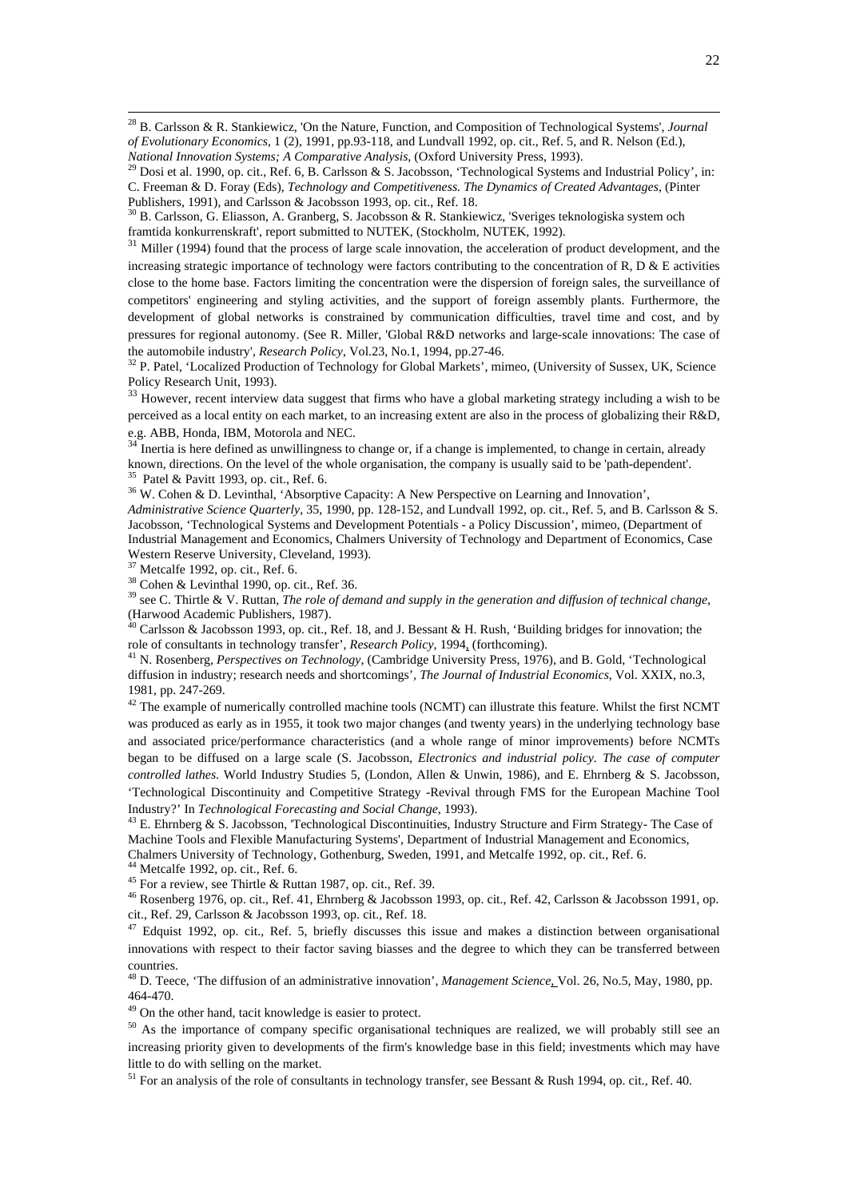[28] B. Carlsson & R. Stankiewicz, 'On the Nature, Function, and Composition of Technological Systems', *Journal of Evolutionary Economics*, 1 (2), 1991, pp.93-118, and Lundvall 1992, op. cit., Ref. 5, and R. Nelson (Ed.), *National Innovation Systems; A Comparative Analysis*, (Oxford University Press, 1993).

[29] Dosi et al. 1990, op. cit., Ref. 6, B. Carlsson & S. Jacobsson, 'Technological Systems and Industrial Policy', in: C. Freeman & D. Foray (Eds), *Technology and Competitiveness. The Dynamics of Created Advantages*, (Pinter Publishers, 1991), and Carlsson & Jacobsson 1993, op. cit., Ref. 18.

[30] B. Carlsson, G. Eliasson, A. Granberg, S. Jacobsson & R. Stankiewicz, 'Sveriges teknologiska system och framtida konkurrenskraft', report submitted to NUTEK, (Stockholm, NUTEK, 1992).

[31] Miller (1994) found that the process of large scale innovation, the acceleration of product development, and the increasing strategic importance of technology were factors contributing to the concentration of R, D & E activities close to the home base. Factors limiting the concentration were the dispersion of foreign sales, the surveillance of competitors' engineering and styling activities, and the support of foreign assembly plants. Furthermore, the development of global networks is constrained by communication difficulties, travel time and cost, and by pressures for regional autonomy. (See R. Miller, 'Global R&D networks and large-scale innovations: The case of the automobile industry', *Research Policy*, Vol.23, No.1, 1994, pp.27-46.

[32] P. Patel, 'Localized Production of Technology for Global Markets', mimeo, (University of Sussex, UK, Science Policy Research Unit, 1993).

[33] However, recent interview data suggest that firms who have a global marketing strategy including a wish to be perceived as a local entity on each market, to an increasing extent are also in the process of globalizing their R&D, e.g. ABB, Honda, IBM, Motorola and NEC.

[34] Inertia is here defined as unwillingness to change or, if a change is implemented, to change in certain, already known, directions. On the level of the whole organisation, the company is usually said to be 'path-dependent'.

[35] Patel & Pavitt 1993, op. cit., Ref. 6.

[36] W. Cohen & D. Levinthal, 'Absorptive Capacity: A New Perspective on Learning and Innovation', *Administrative Science Quarterly*, 35, 1990, pp. 128-152, and Lundvall 1992, op. cit., Ref. 5, and B. Carlsson & S. Jacobsson, 'Technological Systems and Development Potentials - a Policy Discussion', mimeo, (Department of Industrial Management and Economics, Chalmers University of Technology and Department of Economics, Case Western Reserve University, Cleveland, 1993).

[37] Metcalfe 1992, op. cit., Ref. 6.

[38] Cohen & Levinthal 1990, op. cit., Ref. 36.

[39] see C. Thirtle & V. Ruttan, *The role of demand and supply in the generation and diffusion of technical change*, (Harwood Academic Publishers, 1987).

[40] Carlsson & Jacobsson 1993, op. cit., Ref. 18, and J. Bessant & H. Rush, 'Building bridges for innovation; the role of consultants in technology transfer', *Research Policy*, 1994, (forthcoming).

[41] N. Rosenberg, *Perspectives on Technology*, (Cambridge University Press, 1976), and B. Gold, 'Technological diffusion in industry; research needs and shortcomings', *The Journal of Industrial Economics*, Vol. XXIX, no.3, 1981, pp. 247-269.

[42] The example of numerically controlled machine tools (NCMT) can illustrate this feature. Whilst the first NCMT was produced as early as in 1955, it took two major changes (and twenty years) in the underlying technology base and associated price/performance characteristics (and a whole range of minor improvements) before NCMTs began to be diffused on a large scale (S. Jacobsson, *Electronics and industrial policy. The case of computer controlled lathes*. World Industry Studies 5, (London, Allen & Unwin, 1986), and E. Ehrnberg & S. Jacobsson, 'Technological Discontinuity and Competitive Strategy -Revival through FMS for the European Machine Tool Industry?' In *Technological Forecasting and Social Change*, 1993).

[43] E. Ehrnberg & S. Jacobsson, 'Technological Discontinuities, Industry Structure and Firm Strategy- The Case of Machine Tools and Flexible Manufacturing Systems', Department of Industrial Management and Economics, Chalmers University of Technology, Gothenburg, Sweden, 1991, and Metcalfe 1992, op. cit., Ref. 6.

[44] Metcalfe 1992, op. cit., Ref. 6.

[45] For a review, see Thirtle & Ruttan 1987, op. cit., Ref. 39.

[46] Rosenberg 1976, op. cit., Ref. 41, Ehrnberg & Jacobsson 1993, op. cit., Ref. 42, Carlsson & Jacobsson 1991, op. cit., Ref. 29, Carlsson & Jacobsson 1993, op. cit., Ref. 18.

[47] Edquist 1992, op. cit., Ref. 5, briefly discusses this issue and makes a distinction between organisational innovations with respect to their factor saving biasses and the degree to which they can be transferred between countries.

[48] D. Teece, 'The diffusion of an administrative innovation', *Management Science*, Vol. 26, No.5, May, 1980, pp. 464-470.

[49] On the other hand, tacit knowledge is easier to protect.

[50] As the importance of company specific organisational techniques are realized, we will probably still see an increasing priority given to developments of the firm's knowledge base in this field; investments which may have little to do with selling on the market.

[51] For an analysis of the role of consultants in technology transfer, see Bessant & Rush 1994, op. cit., Ref. 40.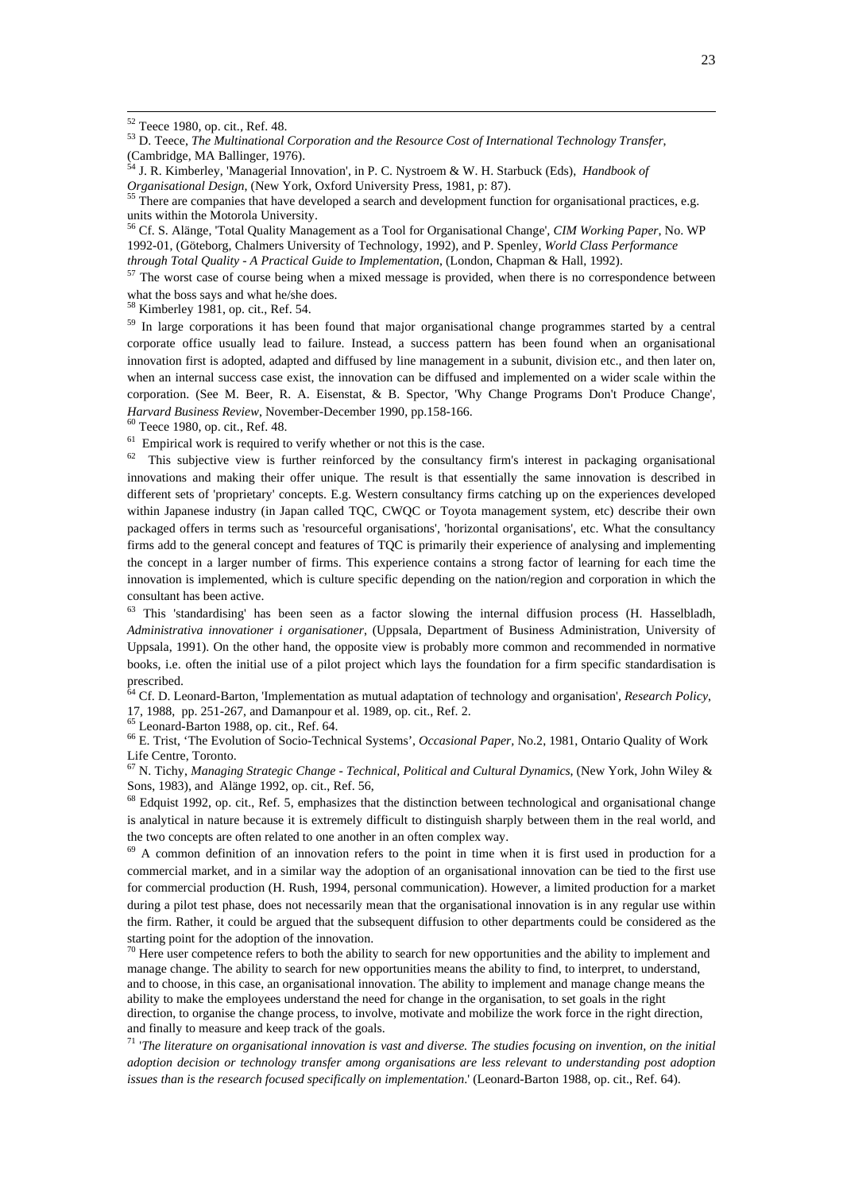[52] Teece 1980, op. cit., Ref. 48.

[53] D. Teece, *The Multinational Corporation and the Resource Cost of International Technology Transfer*, (Cambridge, MA Ballinger, 1976).

[54] J. R. Kimberley, 'Managerial Innovation', in P. C. Nystroem & W. H. Starbuck (Eds), *Handbook of Organisational Design*, (New York, Oxford University Press, 1981, p: 87).

[55] There are companies that have developed a search and development function for organisational practices, e.g. units within the Motorola University.

[56] Cf. S. Alänge, 'Total Quality Management as a Tool for Organisational Change', *CIM Working Paper*, No. WP 1992-01, (Göteborg, Chalmers University of Technology, 1992), and P. Spenley, *World Class Performance through Total Quality - A Practical Guide to Implementation*, (London, Chapman & Hall, 1992).

[57] The worst case of course being when a mixed message is provided, when there is no correspondence between what the boss says and what he/she does.

[58] Kimberley 1981, op. cit., Ref. 54.

[59] In large corporations it has been found that major organisational change programmes started by a central corporate office usually lead to failure. Instead, a success pattern has been found when an organisational innovation first is adopted, adapted and diffused by line management in a subunit, division etc., and then later on, when an internal success case exist, the innovation can be diffused and implemented on a wider scale within the corporation. (See M. Beer, R. A. Eisenstat, & B. Spector, 'Why Change Programs Don't Produce Change', *Harvard Business Review*, November-December 1990, pp.158-166.

[60] Teece 1980, op. cit., Ref. 48.

[61] Empirical work is required to verify whether or not this is the case.

[62] This subjective view is further reinforced by the consultancy firm's interest in packaging organisational innovations and making their offer unique. The result is that essentially the same innovation is described in different sets of 'proprietary' concepts. E.g. Western consultancy firms catching up on the experiences developed within Japanese industry (in Japan called TQC, CWQC or Toyota management system, etc) describe their own packaged offers in terms such as 'resourceful organisations', 'horizontal organisations', etc. What the consultancy firms add to the general concept and features of TQC is primarily their experience of analysing and implementing the concept in a larger number of firms. This experience contains a strong factor of learning for each time the innovation is implemented, which is culture specific depending on the nation/region and corporation in which the consultant has been active.

[63] This 'standardising' has been seen as a factor slowing the internal diffusion process (H. Hasselbladh, *Administrativa innovationer i organisationer*, (Uppsala, Department of Business Administration, University of Uppsala, 1991). On the other hand, the opposite view is probably more common and recommended in normative books, i.e. often the initial use of a pilot project which lays the foundation for a firm specific standardisation is prescribed.

[64] Cf. D. Leonard-Barton, 'Implementation as mutual adaptation of technology and organisation', *Research Policy*, 17, 1988, pp. 251-267, and Damanpour et al. 1989, op. cit., Ref. 2.

[65] Leonard-Barton 1988, op. cit., Ref. 64.

[66] E. Trist, 'The Evolution of Socio-Technical Systems', *Occasional Paper*, No.2, 1981, Ontario Quality of Work Life Centre, Toronto.

[67] N. Tichy, *Managing Strategic Change - Technical, Political and Cultural Dynamics*, (New York, John Wiley & Sons, 1983), and Alänge 1992, op. cit., Ref. 56,

[68] Edquist 1992, op. cit., Ref. 5, emphasizes that the distinction between technological and organisational change is analytical in nature because it is extremely difficult to distinguish sharply between them in the real world, and the two concepts are often related to one another in an often complex way.

[69] A common definition of an innovation refers to the point in time when it is first used in production for a commercial market, and in a similar way the adoption of an organisational innovation can be tied to the first use for commercial production (H. Rush, 1994, personal communication). However, a limited production for a market during a pilot test phase, does not necessarily mean that the organisational innovation is in any regular use within the firm. Rather, it could be argued that the subsequent diffusion to other departments could be considered as the starting point for the adoption of the innovation.

[70] Here user competence refers to both the ability to search for new opportunities and the ability to implement and manage change. The ability to search for new opportunities means the ability to find, to interpret, to understand, and to choose, in this case, an organisational innovation. The ability to implement and manage change means the ability to make the employees understand the need for change in the organisation, to set goals in the right direction, to organise the change process, to involve, motivate and mobilize the work force in the right direction, and finally to measure and keep track of the goals.

[71] '*The literature on organisational innovation is vast and diverse. The studies focusing on invention, on the initial adoption decision or technology transfer among organisations are less relevant to understanding post adoption issues than is the research focused specifically on implementation*.' (Leonard-Barton 1988, op. cit., Ref. 64).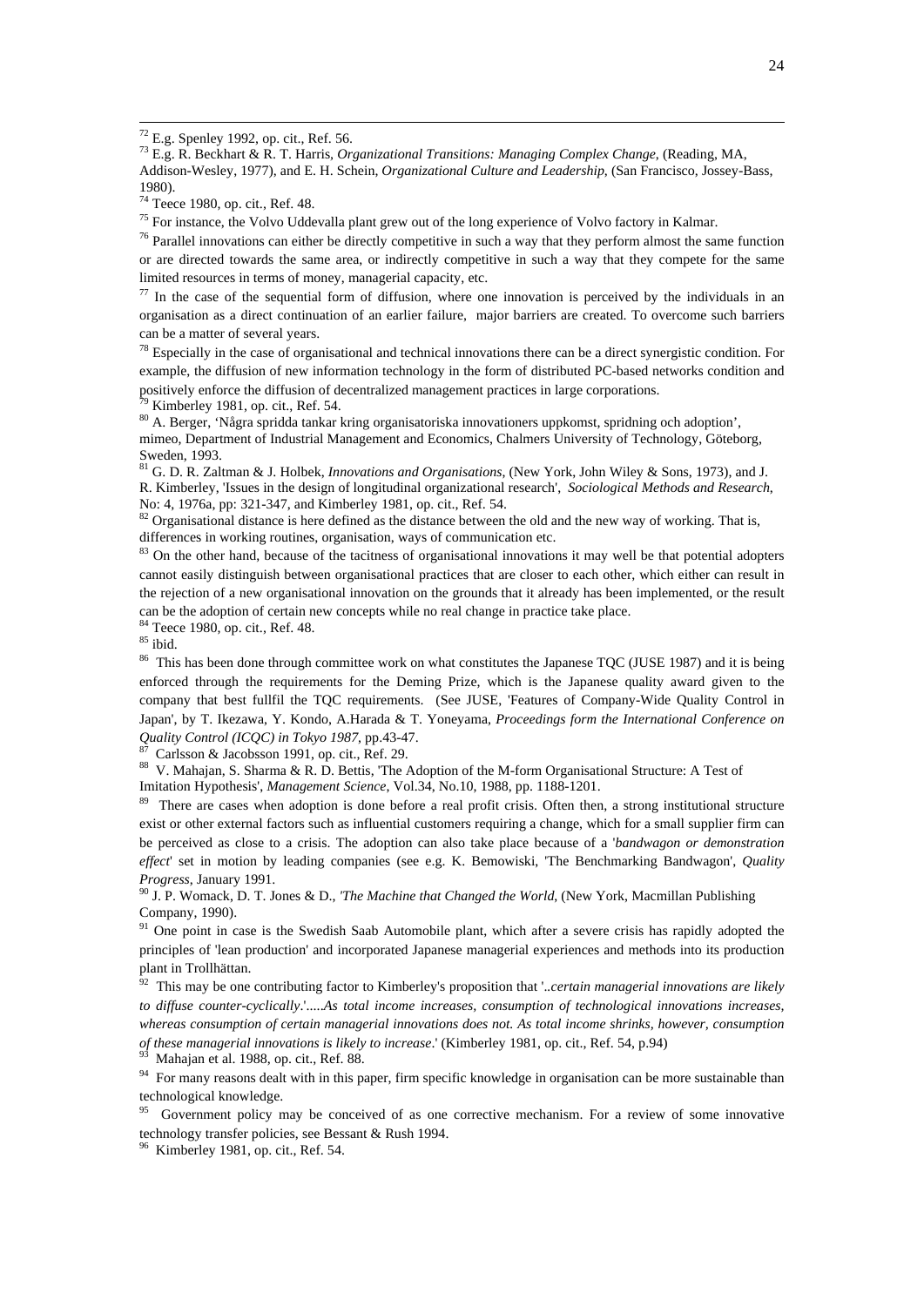[72] E.g. Spenley 1992, op. cit., Ref. 56.

[73] E.g. R. Beckhart & R. T. Harris, *Organizational Transitions: Managing Complex Change*, (Reading, MA, Addison-Wesley, 1977), and E. H. Schein, *Organizational Culture and Leadership*, (San Francisco, Jossey-Bass, 1980).

[74] Teece 1980, op. cit., Ref. 48.

[75] For instance, the Volvo Uddevalla plant grew out of the long experience of Volvo factory in Kalmar.

[76] Parallel innovations can either be directly competitive in such a way that they perform almost the same function or are directed towards the same area, or indirectly competitive in such a way that they compete for the same limited resources in terms of money, managerial capacity, etc.

[77] In the case of the sequential form of diffusion, where one innovation is perceived by the individuals in an organisation as a direct continuation of an earlier failure, major barriers are created. To overcome such barriers can be a matter of several years.

[78] Especially in the case of organisational and technical innovations there can be a direct synergistic condition. For example, the diffusion of new information technology in the form of distributed PC-based networks condition and positively enforce the diffusion of decentralized management practices in large corporations.

[79] Kimberley 1981, op. cit., Ref. 54.

[80] A. Berger, 'Några spridda tankar kring organisatoriska innovationer uppkomst, spridning och adoption', mimeo, Department of Industrial Management and Economics, Chalmers University of Technology, Göteborg, Sweden, 1993.

[81] G. D. R. Zaltman & J. Holbek, *Innovations and Organisations*, (New York, John Wiley & Sons, 1973), and J. R. Kimberley, 'Issues in the design of longitudinal organizational research', *Sociological Methods and Research*, No: 4, 1976a, pp: 321-347, and Kimberley 1981, op. cit., Ref. 54.

[82] Organisational distance is here defined as the distance between the old and the new way of working. That is, differences in working routines, organisation, ways of communication etc.

[83] On the other hand, because of the tacitness of organisational innovations it may well be that potential adopters cannot easily distinguish between organisational practices that are closer to each other, which either can result in the rejection of a new organisational innovation on the grounds that it already has been implemented, or the result can be the adoption of certain new concepts while no real change in practice take place.

[84] Teece 1980, op. cit., Ref. 48.

[85] ibid.

[86] This has been done through committee work on what constitutes the Japanese TQC (JUSE 1987) and it is being enforced through the requirements for the Deming Prize, which is the Japanese quality award given to the company that best fullfil the TQC requirements. (See JUSE, 'Features of Company-Wide Quality Control in Japan', by T. Ikezawa, Y. Kondo, A.Harada & T. Yoneyama, *Proceedings form the International Conference on Quality Control (ICQC) in Tokyo 1987*, pp.43-47.

[87] Carlsson & Jacobsson 1991, op. cit., Ref. 29.

[88] V. Mahajan, S. Sharma & R. D. Bettis, 'The Adoption of the M-form Organisational Structure: A Test of Imitation Hypothesis', *Management Science*, Vol.34, No.10, 1988, pp. 1188-1201.

[89] There are cases when adoption is done before a real profit crisis. Often then, a strong institutional structure exist or other external factors such as influential customers requiring a change, which for a small supplier firm can be perceived as close to a crisis. The adoption can also take place because of a '*bandwagon or demonstration effect*' set in motion by leading companies (see e.g. K. Bemowiski, 'The Benchmarking Bandwagon', *Quality Progress*, January 1991.

[90] J. P. Womack, D. T. Jones & D., *'The Machine that Changed the World*, (New York, Macmillan Publishing Company, 1990).

[91] One point in case is the Swedish Saab Automobile plant, which after a severe crisis has rapidly adopted the principles of 'lean production' and incorporated Japanese managerial experiences and methods into its production plant in Trollhättan.

[92] This may be one contributing factor to Kimberley's proposition that '..*certain managerial innovations are likely to diffuse counter-cyclically*.'.....*As total income increases, consumption of technological innovations increases, whereas consumption of certain managerial innovations does not. As total income shrinks, however, consumption of these managerial innovations is likely to increase*.' (Kimberley 1981, op. cit., Ref. 54, p.94)

[93] Mahajan et al. 1988, op. cit., Ref. 88.

[94] For many reasons dealt with in this paper, firm specific knowledge in organisation can be more sustainable than technological knowledge.

[95] Government policy may be conceived of as one corrective mechanism. For a review of some innovative technology transfer policies, see Bessant & Rush 1994.

[96] Kimberley 1981, op. cit., Ref. 54.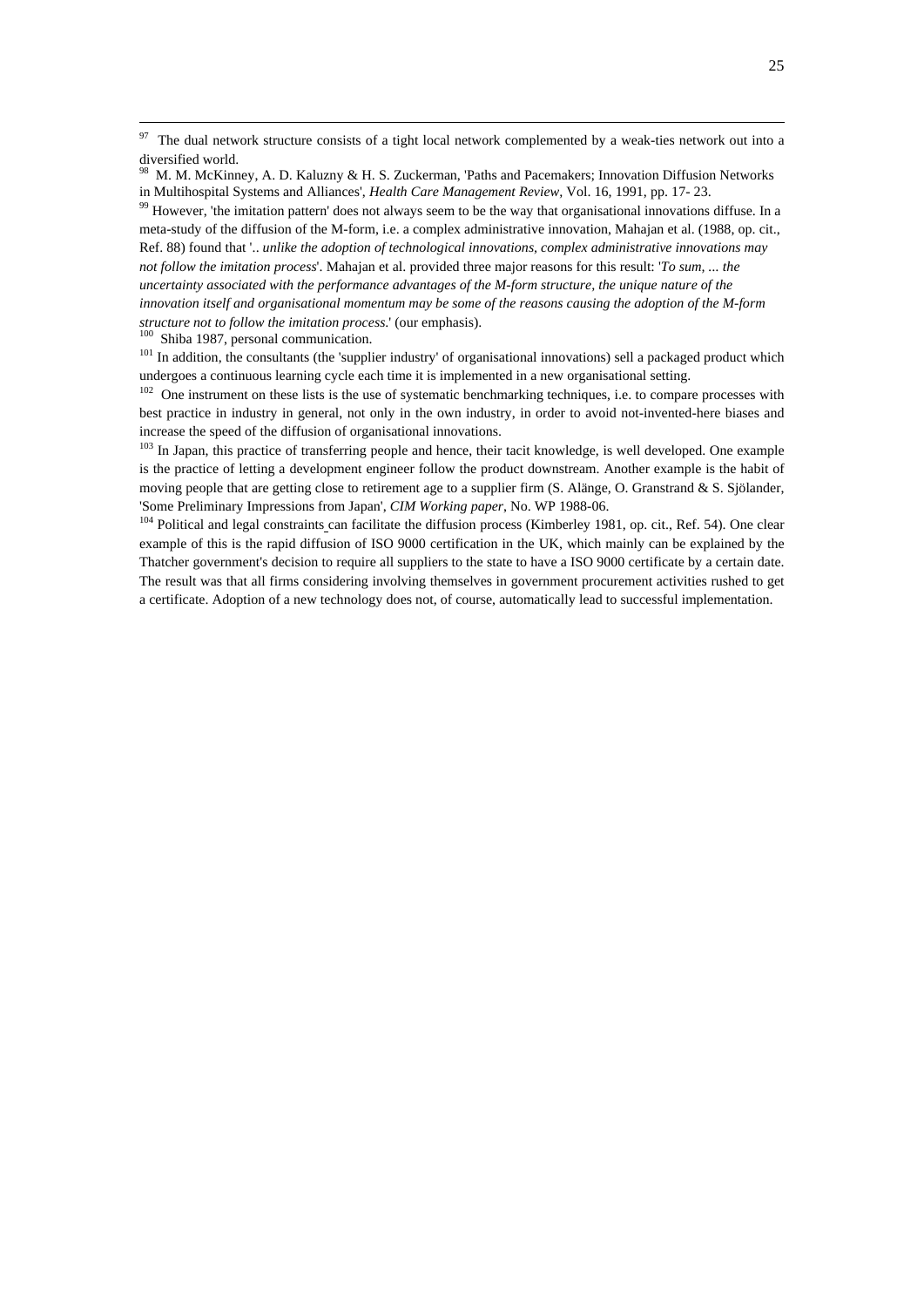[97] The dual network structure consists of a tight local network complemented by a weak-ties network out into a diversified world.

[98] M. M. McKinney, A. D. Kaluzny & H. S. Zuckerman, 'Paths and Pacemakers; Innovation Diffusion Networks in Multihospital Systems and Alliances', *Health Care Management Review*, Vol. 16, 1991, pp. 17- 23.

[99] However, 'the imitation pattern' does not always seem to be the way that organisational innovations diffuse. In a meta-study of the diffusion of the M-form, i.e. a complex administrative innovation, Mahajan et al. (1988, op. cit., Ref. 88) found that '.. *unlike the adoption of technological innovations, complex administrative innovations may not follow the imitation process*'. Mahajan et al. provided three major reasons for this result: '*To sum, ... the uncertainty associated with the performance advantages of the M-form structure, the unique nature of the innovation itself and organisational momentum may be some of the reasons causing the adoption of the M-form structure not to follow the imitation process*.' (our emphasis).

[100] Shiba 1987, personal communication.

[101] In addition, the consultants (the 'supplier industry' of organisational innovations) sell a packaged product which undergoes a continuous learning cycle each time it is implemented in a new organisational setting.

[102] One instrument on these lists is the use of systematic benchmarking techniques, i.e. to compare processes with best practice in industry in general, not only in the own industry, in order to avoid not-invented-here biases and increase the speed of the diffusion of organisational innovations.

[103] In Japan, this practice of transferring people and hence, their tacit knowledge, is well developed. One example is the practice of letting a development engineer follow the product downstream. Another example is the habit of moving people that are getting close to retirement age to a supplier firm (S. Alänge, O. Granstrand & S. Sjölander, 'Some Preliminary Impressions from Japan', *CIM Working paper*, No. WP 1988-06.

[104] Political and legal constraints can facilitate the diffusion process (Kimberley 1981, op. cit., Ref. 54). One clear example of this is the rapid diffusion of ISO 9000 certification in the UK, which mainly can be explained by the Thatcher government's decision to require all suppliers to the state to have a ISO 9000 certificate by a certain date. The result was that all firms considering involving themselves in government procurement activities rushed to get a certificate. Adoption of a new technology does not, of course, automatically lead to successful implementation.